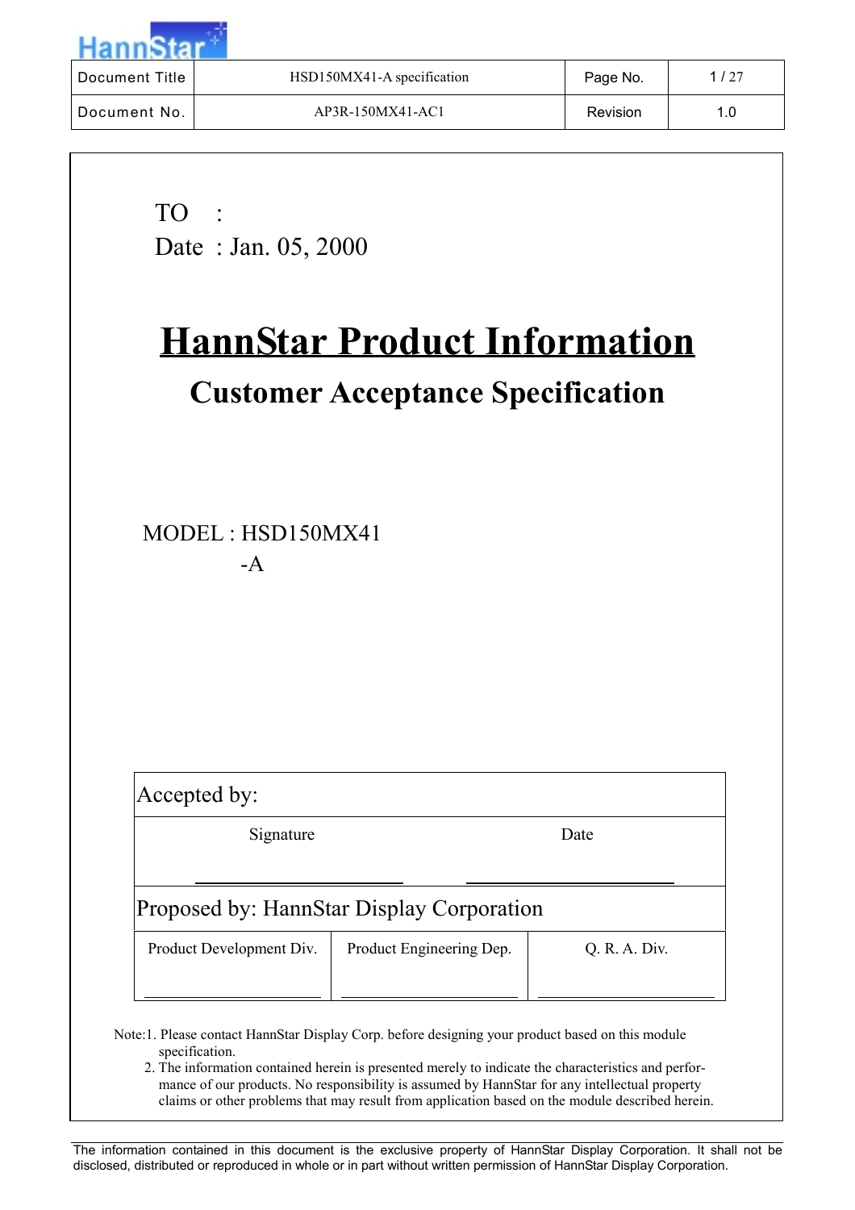TO :

Date : Jan. 05, 2000

# HannStar Product Information

## Customer Acceptance Specification

MODEL : HSD150MX41

-A

| Accepted by: | |
|---|---|
| Signature | Date |
| | |

Proposed by: HannStar Display Corporation

| Product Development Div. | Product Engineering Dep. | Q. R. A. Div. |
|---|---|---|
| | | |

Note:1. Please contact HannStar Display Corp. before designing your product based on this module specification.

2. The information contained herein is presented merely to indicate the characteristics and performance of our products. No responsibility is assumed by HannStar for any intellectual property claims or other problems that may result from application based on the module described herein.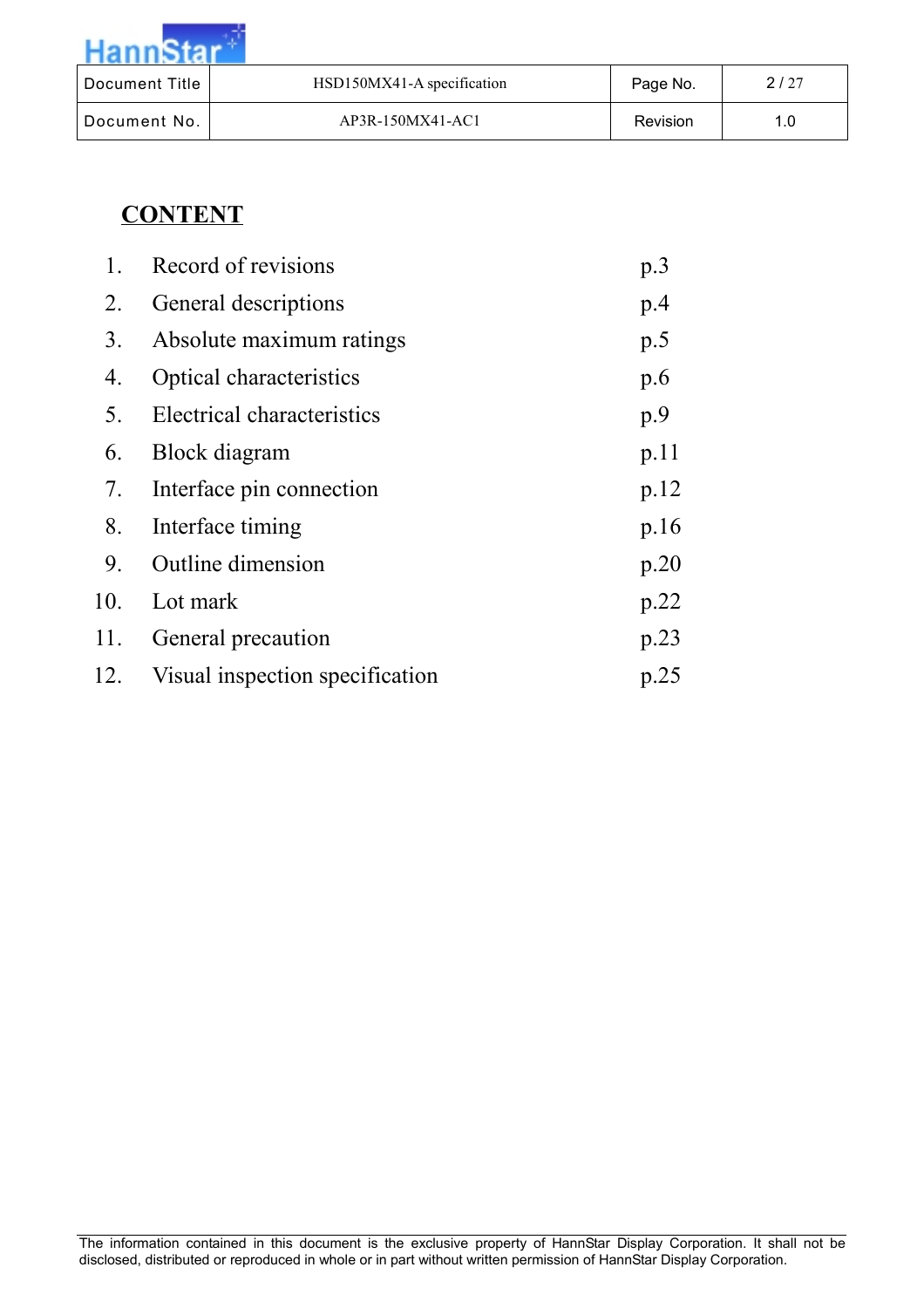# CONTENT

| | | |
|---|---|---|
| 1. | Record of revisions | p.3 |
| 2. | General descriptions | p.4 |
| 3. | Absolute maximum ratings | p.5 |
| 4. | Optical characteristics | p.6 |
| 5. | Electrical characteristics | p.9 |
| 6. | Block diagram | p.11 |
| 7. | Interface pin connection | p.12 |
| 8. | Interface timing | p.16 |
| 9. | Outline dimension | p.20 |
| 10. | Lot mark | p.22 |
| 11. | General precaution | p.23 |
| 12. | Visual inspection specification | p.25 |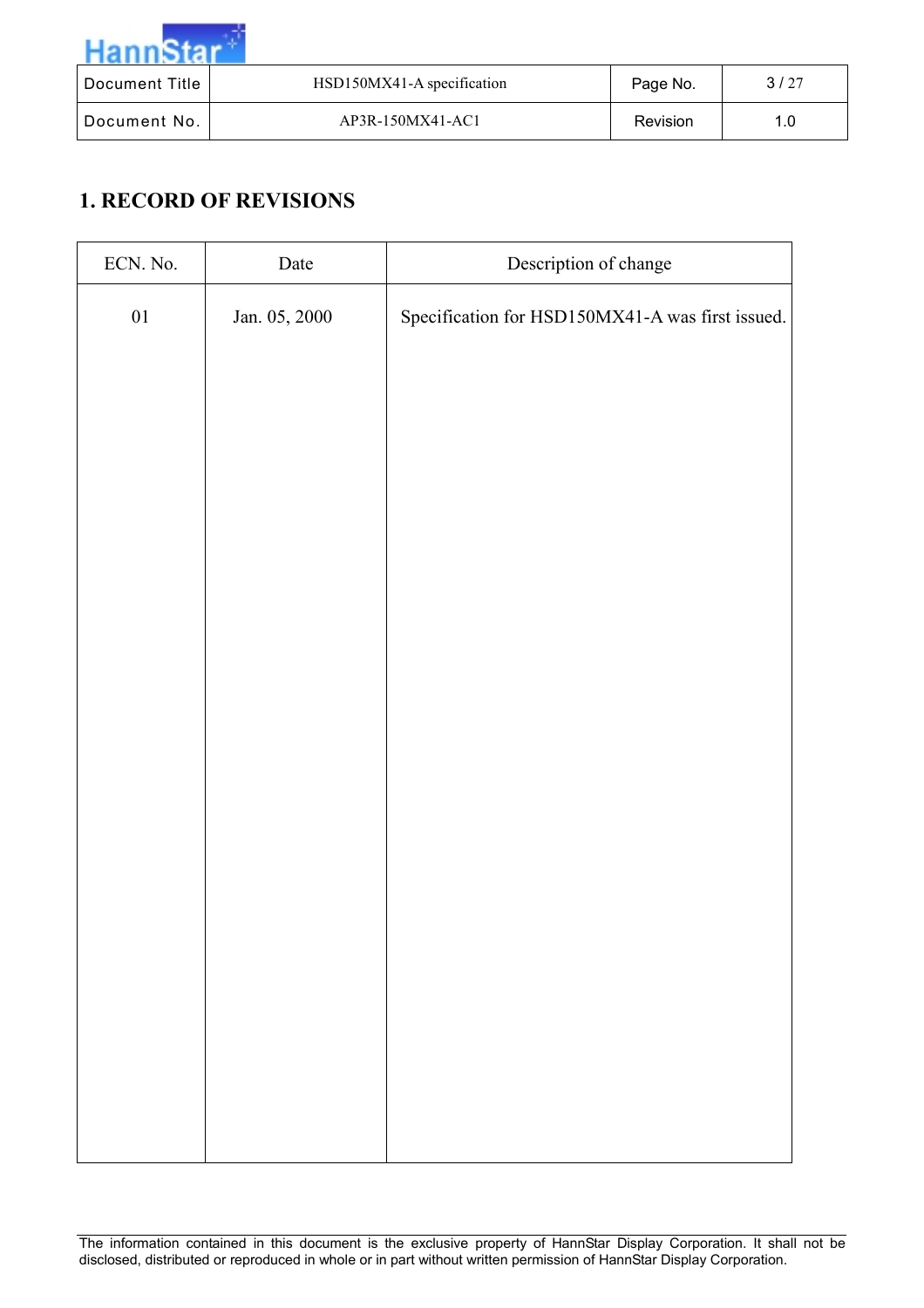# 1. RECORD OF REVISIONS

| ECN. No. | Date | Description of change |
|---|---|---|
| 01 | Jan. 05, 2000 | Specification for HSD150MX41-A was first issued. |

The information contained in this document is the exclusive property of HannStar Display Corporation. It shall not be disclosed, distributed or reproduced in whole or in part without written permission of HannStar Display Corporation.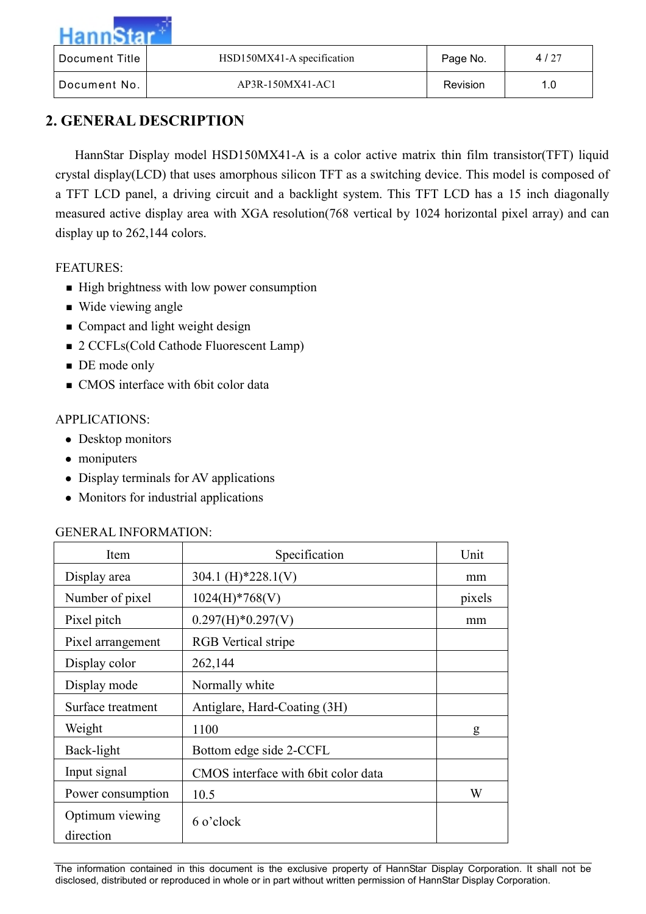## 2. GENERAL DESCRIPTION

HannStar Display model HSD150MX41-A is a color active matrix thin film transistor(TFT) liquid crystal display(LCD) that uses amorphous silicon TFT as a switching device. This model is composed of a TFT LCD panel, a driving circuit and a backlight system. This TFT LCD has a 15 inch diagonally measured active display area with XGA resolution(768 vertical by 1024 horizontal pixel array) and can display up to 262,144 colors.

FEATURES:

- High brightness with low power consumption
- Wide viewing angle
- Compact and light weight design
- 2 CCFLs(Cold Cathode Fluorescent Lamp)
- DE mode only
- CMOS interface with 6bit color data

APPLICATIONS:

- Desktop monitors
- moniputers
- Display terminals for AV applications
- Monitors for industrial applications

GENERAL INFORMATION:

| Item | Specification | Unit |
|---|---|---|
| Display area | 304.1 (H)*228.1(V) | mm |
| Number of pixel | 1024(H)*768(V) | pixels |
| Pixel pitch | 0.297(H)*0.297(V) | mm |
| Pixel arrangement | RGB Vertical stripe | |
| Display color | 262,144 | |
| Display mode | Normally white | |
| Surface treatment | Antiglare, Hard-Coating (3H) | |
| Weight | 1100 | g |
| Back-light | Bottom edge side 2-CCFL | |
| Input signal | CMOS interface with 6bit color data | |
| Power consumption | 10.5 | W |
| Optimum viewing direction | 6 o'clock | |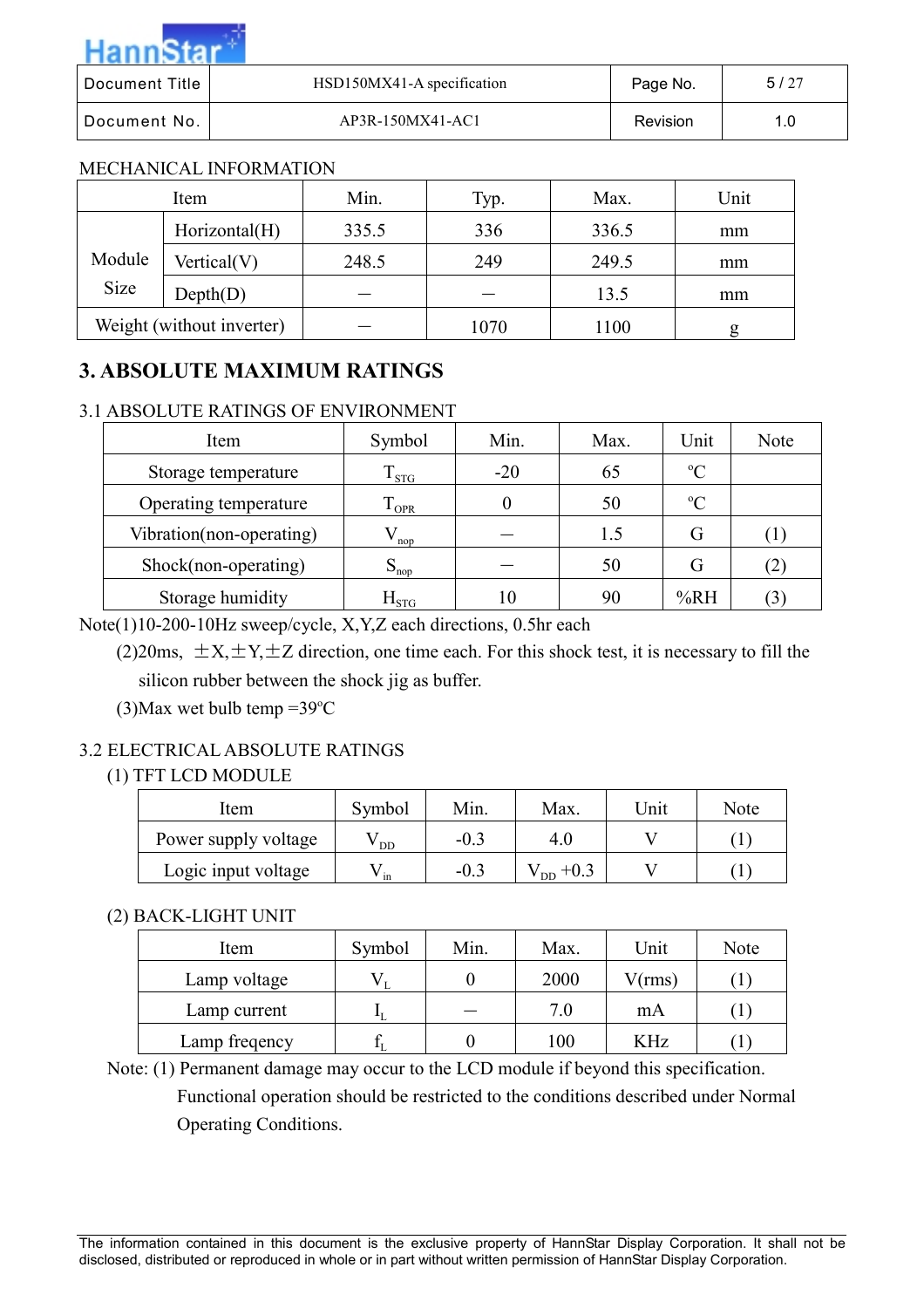MECHANICAL INFORMATION

| Item | | Min. | Typ. | Max. | Unit |
|---|---|---|---|---|---|
| Module Size | Horizontal(H) | 335.5 | 336 | 336.5 | mm |
| | Vertical(V) | 248.5 | 249 | 249.5 | mm |
| | Depth(D) | – | – | 13.5 | mm |
| Weight (without inverter) | | – | 1070 | 1100 | g |

# 3. ABSOLUTE MAXIMUM RATINGS

## 3.1 ABSOLUTE RATINGS OF ENVIRONMENT

| Item | Symbol | Min. | Max. | Unit | Note |
|---|---|---|---|---|---|
| Storage temperature | $T_{STG}$ | -20 | 65 | ºC | |
| Operating temperature | $T_{OPR}$ | 0 | 50 | ºC | |
| Vibration(non-operating) | $V_{nop}$ | – | 1.5 | G | (1) |
| Shock(non-operating) | $S_{nop}$ | – | 50 | G | (2) |
| Storage humidity | $H_{STG}$ | 10 | 90 | %RH | (3) |

Note(1)10-200-10Hz sweep/cycle, X,Y,Z each directions, 0.5hr each

(2)20ms, ±X,±Y,±Z direction, one time each. For this shock test, it is necessary to fill the silicon rubber between the shock jig as buffer.

(3)Max wet bulb temp =39ºC

## 3.2 ELECTRICAL ABSOLUTE RATINGS

(1) TFT LCD MODULE

| Item | Symbol | Min. | Max. | Unit | Note |
|---|---|---|---|---|---|
| Power supply voltage | $V_{DD}$ | -0.3 | 4.0 | V | (1) |
| Logic input voltage | $V_{in}$ | -0.3 | $V_{DD}$ +0.3 | V | (1) |

(2) BACK-LIGHT UNIT

| Item | Symbol | Min. | Max. | Unit | Note |
|---|---|---|---|---|---|
| Lamp voltage | $V_L$ | 0 | 2000 | V(rms) | (1) |
| Lamp current | $I_L$ | – | 7.0 | mA | (1) |
| Lamp freqency | $f_L$ | 0 | 100 | KHz | (1) |

Note: (1) Permanent damage may occur to the LCD module if beyond this specification. Functional operation should be restricted to the conditions described under Normal Operating Conditions.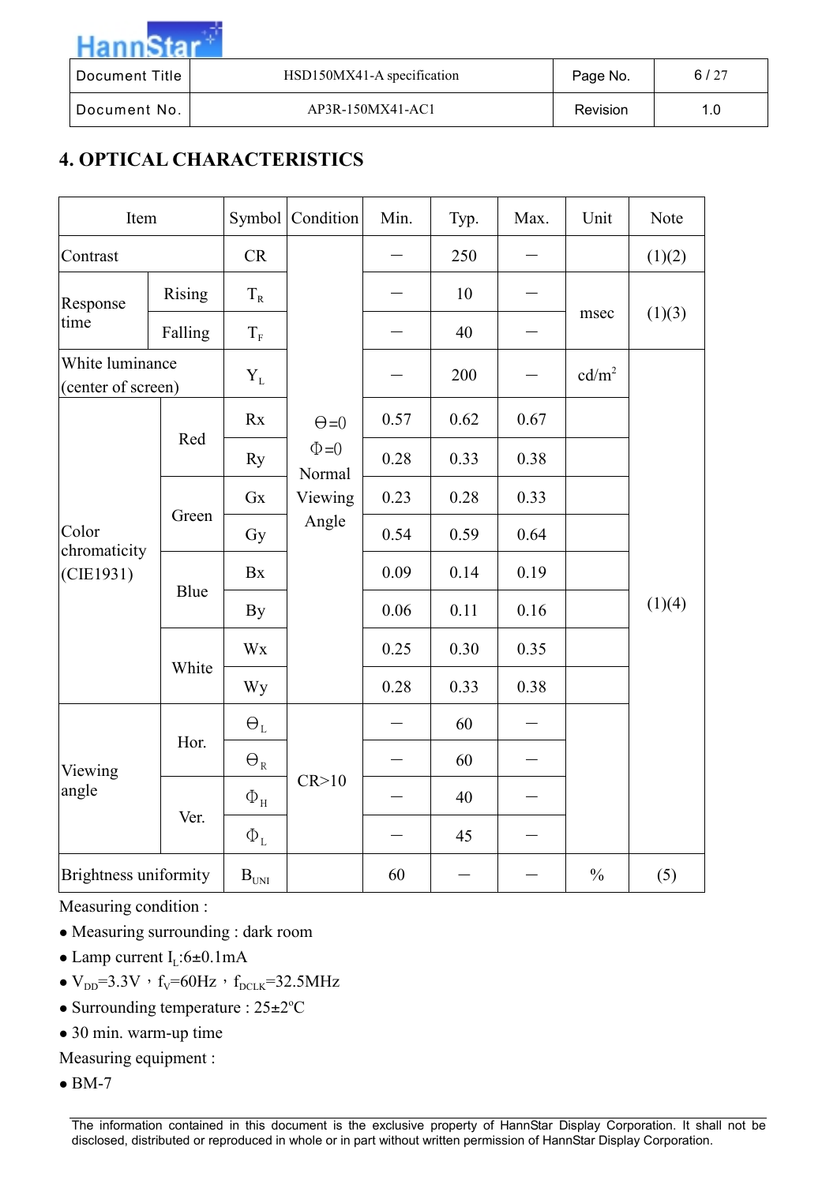## 4. OPTICAL CHARACTERISTICS

| Item | | Symbol | Condition | Min. | Typ. | Max. | Unit | Note |
|---|---|---|---|---|---|---|---|---|
| Contrast | | CR | Θ=0 Φ=0 Normal Viewing Angle | – | 250 | – | | (1)(2) |
| Response time | Rising | $T_R$ | | – | 10 | – | msec | (1)(3) |
| | Falling | $T_F$ | | – | 40 | – | | |
| White luminance (center of screen) | | $Y_L$ | | – | 200 | – | cd/m² | (1)(4) |
| Color chromaticity (CIE1931) | Red | Rx | | 0.57 | 0.62 | 0.67 | | |
| | | Ry | | 0.28 | 0.33 | 0.38 | | |
| | Green | Gx | | 0.23 | 0.28 | 0.33 | | |
| | | Gy | | 0.54 | 0.59 | 0.64 | | |
| | Blue | Bx | | 0.09 | 0.14 | 0.19 | | |
| | | By | | 0.06 | 0.11 | 0.16 | | |
| | White | Wx | | 0.25 | 0.30 | 0.35 | | |
| | | Wy | | 0.28 | 0.33 | 0.38 | | |
| Viewing angle | Hor. | $\Theta_L$ | CR>10 | – | 60 | – | | |
| | | $\Theta_R$ | | – | 60 | – | | |
| | Ver. | $\Phi_H$ | | – | 40 | – | | |
| | | $\Phi_L$ | | – | 45 | – | | |
| Brightness uniformity | | $B_{UNI}$ | | 60 | – | – | % | (5) |

Measuring condition :

- Measuring surrounding : dark room
- Lamp current $I_L$:6±0.1mA
- $V_{DD}$=3.3V，$f_V$=60Hz，$f_{DCLK}$=32.5MHz
- Surrounding temperature : 25±2ºC
- 30 min. warm-up time

Measuring equipment :

- BM-7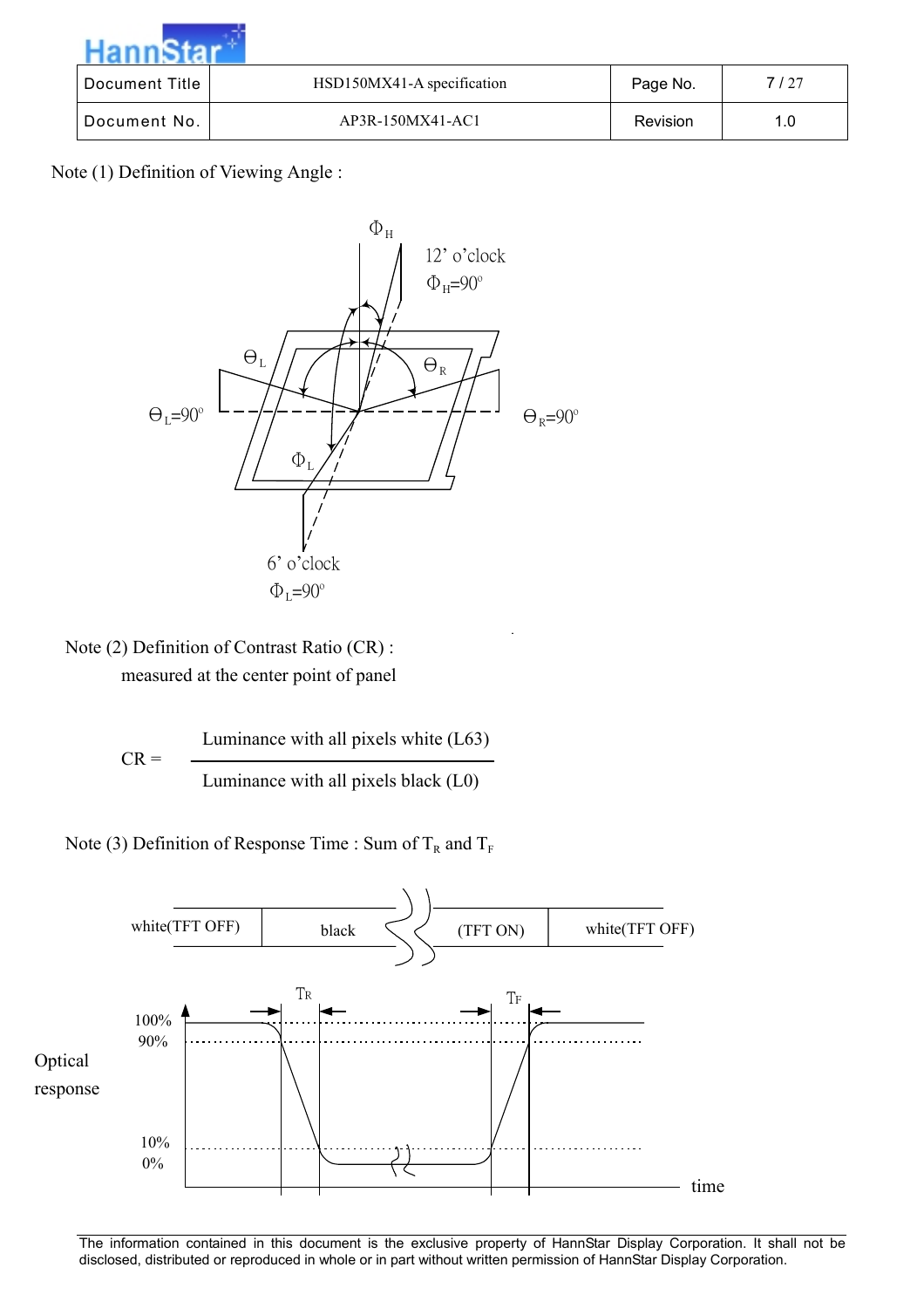Note (1) Definition of Viewing Angle :

Note (2) Definition of Contrast Ratio (CR) :
measured at the center point of panel

$$CR = \frac{\text{Luminance with all pixels white (L63)}}{\text{Luminance with all pixels black (L0)}}$$

Note (3) Definition of Response Time : Sum of $T_R$ and $T_F$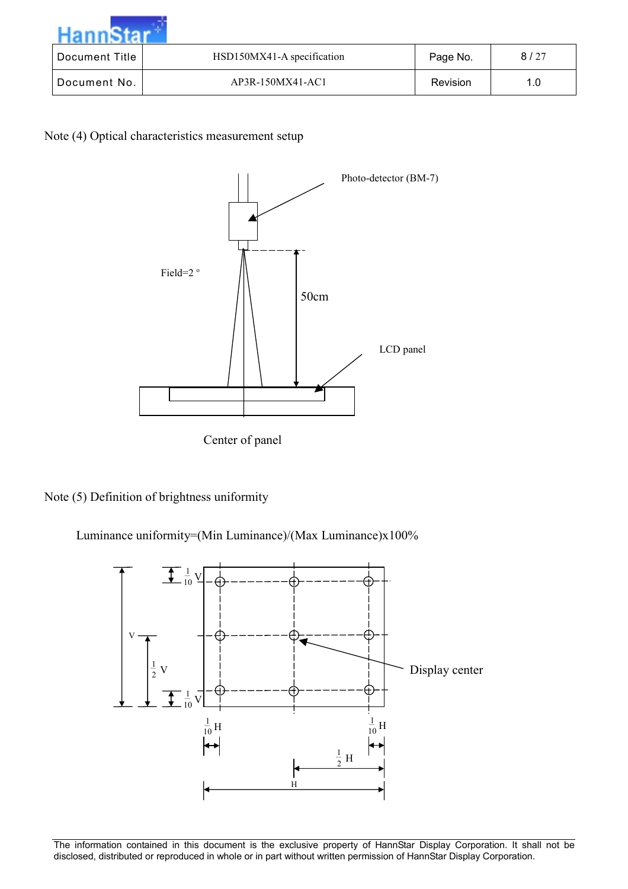Note (4) Optical characteristics measurement setup

Photo-detector (BM-7)

Field=2 º

50cm

LCD panel

Center of panel

Note (5) Definition of brightness uniformity

Luminance uniformity=(Min Luminance)/(Max Luminance)x100%

$\frac{1}{10}$ V

V

$\frac{1}{2}$ V

$\frac{1}{10}$ V

Display center

$\frac{1}{10}$ H

$\frac{1}{10}$ H

$\frac{1}{2}$ H

H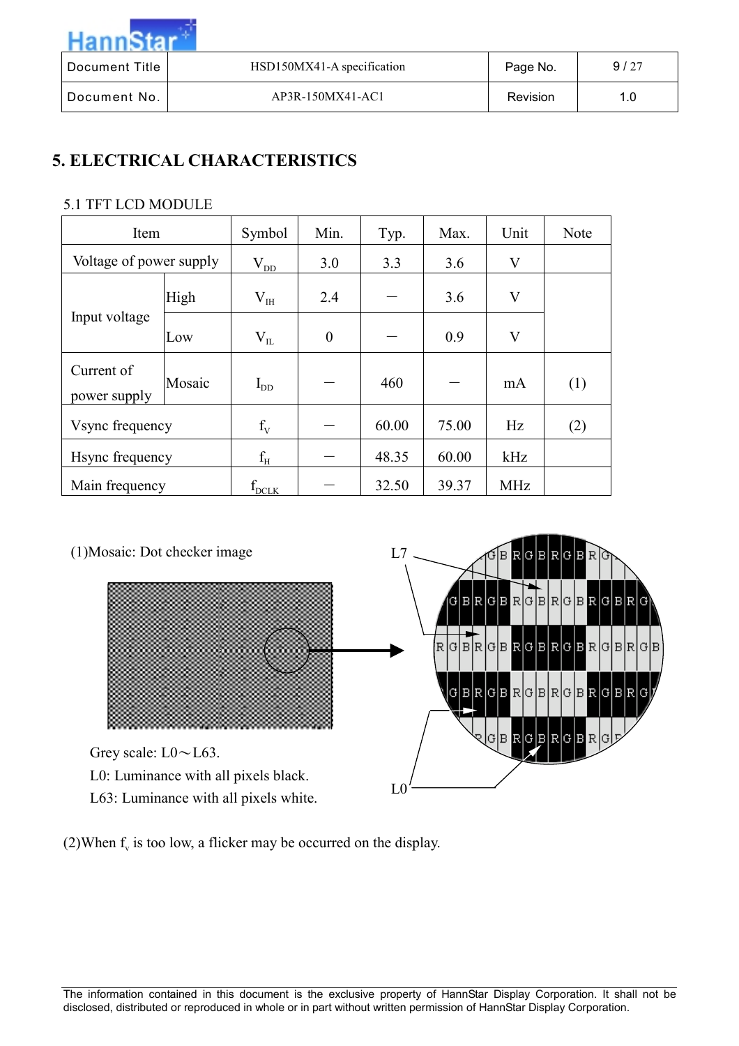# 5. ELECTRICAL CHARACTERISTICS

5.1 TFT LCD MODULE

| Item | | Symbol | Min. | Typ. | Max. | Unit | Note |
|---|---|---|---|---|---|---|---|
| Voltage of power supply | | $V_{DD}$ | 3.0 | 3.3 | 3.6 | V | |
| Input voltage | High | $V_{IH}$ | 2.4 | – | 3.6 | V | |
| | Low | $V_{IL}$ | 0 | – | 0.9 | V | |
| Current of power supply | Mosaic | $I_{DD}$ | – | 460 | – | mA | (1) |
| Vsync frequency | | $f_V$ | – | 60.00 | 75.00 | Hz | (2) |
| Hsync frequency | | $f_H$ | – | 48.35 | 60.00 | kHz | |
| Main frequency | | $f_{DCLK}$ | – | 32.50 | 39.37 | MHz | |

(1)Mosaic: Dot checker image

L7

L0

Grey scale: L0～L63.

L0: Luminance with all pixels black.

L63: Luminance with all pixels white.

(2)When $f_v$ is too low, a flicker may be occurred on the display.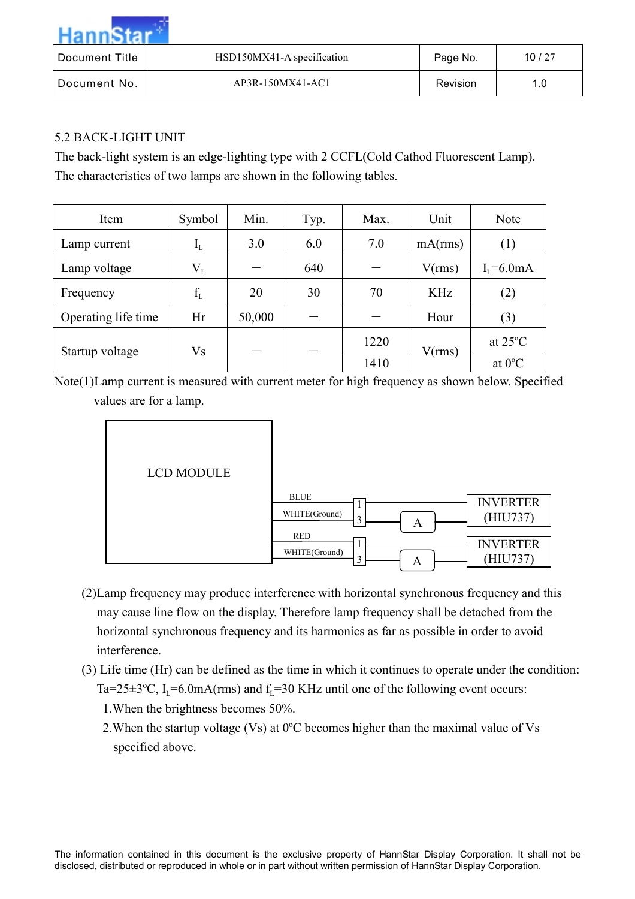## 5.2 BACK-LIGHT UNIT

The back-light system is an edge-lighting type with 2 CCFL(Cold Cathod Fluorescent Lamp). The characteristics of two lamps are shown in the following tables.

| Item | Symbol | Min. | Typ. | Max. | Unit | Note |
|---|---|---|---|---|---|---|
| Lamp current | $I_L$ | 3.0 | 6.0 | 7.0 | mA(rms) | (1) |
| Lamp voltage | $V_L$ | － | 640 | － | V(rms) | $I_L$=6.0mA |
| Frequency | $f_L$ | 20 | 30 | 70 | KHz | (2) |
| Operating life time | Hr | 50,000 | － | － | Hour | (3) |
| Startup voltage | Vs | － | － | 1220 | V(rms) | at 25ºC |
| | | | | 1410 | | at 0ºC |

Note(1)Lamp current is measured with current meter for high frequency as shown below. Specified values are for a lamp.

```
LCD MODULE
  BLUE           ── 1 ─────────────────── INVERTER
  WHITE(Ground)  ── 3 ──── A ──────────── (HIU737)
  RED            ── 1 ─────────────────── INVERTER
  WHITE(Ground)  ── 3 ──── A ──────────── (HIU737)
```

(2)Lamp frequency may produce interference with horizontal synchronous frequency and this may cause line flow on the display. Therefore lamp frequency shall be detached from the horizontal synchronous frequency and its harmonics as far as possible in order to avoid interference.

(3) Life time (Hr) can be defined as the time in which it continues to operate under the condition: Ta=25±3ºC, $I_L$=6.0mA(rms) and $f_L$=30 KHz until one of the following event occurs:

1. When the brightness becomes 50%.
2. When the startup voltage (Vs) at 0ºC becomes higher than the maximal value of Vs specified above.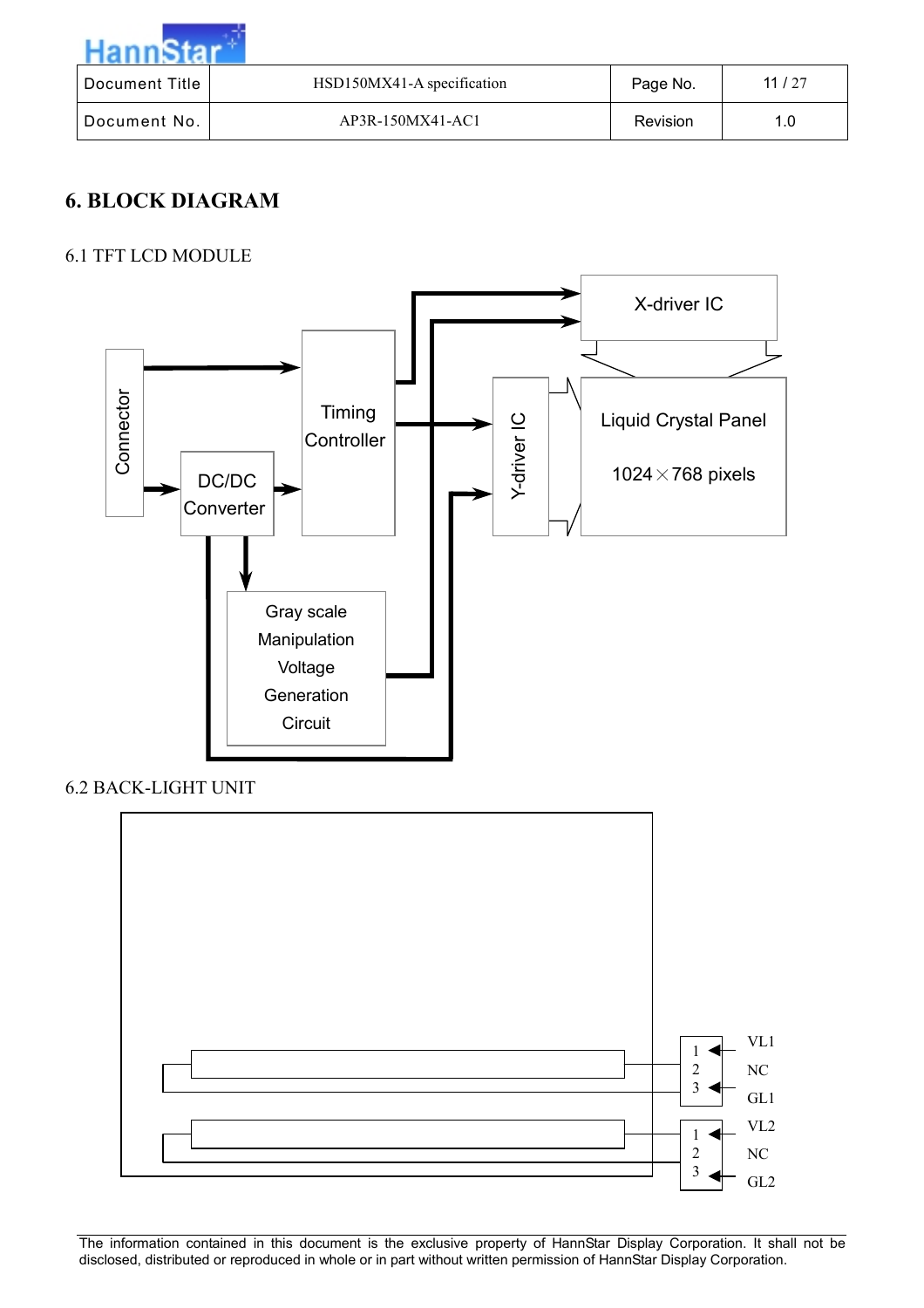# 6. BLOCK DIAGRAM

6.1 TFT LCD MODULE

Connector

DC/DC Converter

Timing Controller

Gray scale Manipulation Voltage Generation Circuit

X-driver IC

Y-driver IC

Liquid Crystal Panel

1024×768 pixels

6.2 BACK-LIGHT UNIT

| Pin | Signal |
| --- | --- |
| 1 | VL1 |
| 2 | NC |
| 3 | GL1 |

| Pin | Signal |
| --- | --- |
| 1 | VL2 |
| 2 | NC |
| 3 | GL2 |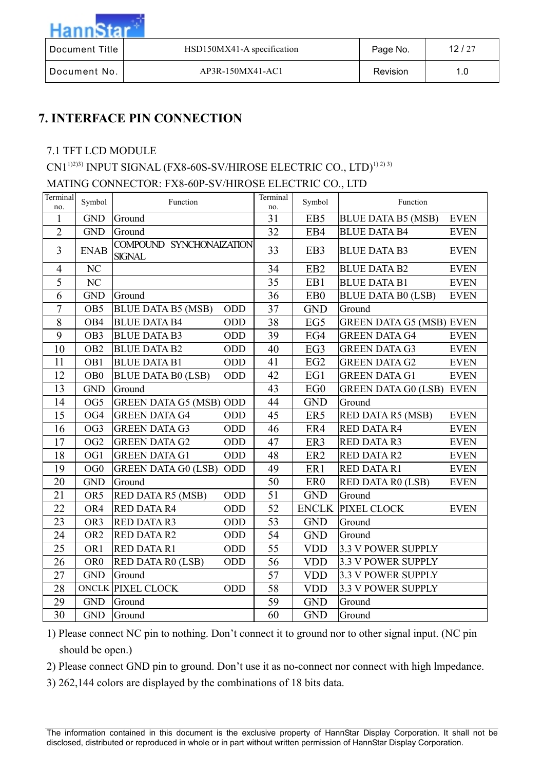# 7. INTERFACE PIN CONNECTION

7.1 TFT LCD MODULE

CN1[1)2)3)] INPUT SIGNAL (FX8-60S-SV/HIROSE ELECTRIC CO., LTD)[1) 2) 3)]

MATING CONNECTOR: FX8-60P-SV/HIROSE ELECTRIC CO., LTD

| Terminal no. | Symbol | Function | Terminal no. | Symbol | Function |
|---|---|---|---|---|---|
| 1 | GND | Ground | 31 | EB5 | BLUE DATA B5 (MSB) EVEN |
| 2 | GND | Ground | 32 | EB4 | BLUE DATA B4 EVEN |
| 3 | ENAB | COMPOUND SYNCHONAIZATION SIGNAL | 33 | EB3 | BLUE DATA B3 EVEN |
| 4 | NC | | 34 | EB2 | BLUE DATA B2 EVEN |
| 5 | NC | | 35 | EB1 | BLUE DATA B1 EVEN |
| 6 | GND | Ground | 36 | EB0 | BLUE DATA B0 (LSB) EVEN |
| 7 | OB5 | BLUE DATA B5 (MSB) ODD | 37 | GND | Ground |
| 8 | OB4 | BLUE DATA B4 ODD | 38 | EG5 | GREEN DATA G5 (MSB) EVEN |
| 9 | OB3 | BLUE DATA B3 ODD | 39 | EG4 | GREEN DATA G4 EVEN |
| 10 | OB2 | BLUE DATA B2 ODD | 40 | EG3 | GREEN DATA G3 EVEN |
| 11 | OB1 | BLUE DATA B1 ODD | 41 | EG2 | GREEN DATA G2 EVEN |
| 12 | OB0 | BLUE DATA B0 (LSB) ODD | 42 | EG1 | GREEN DATA G1 EVEN |
| 13 | GND | Ground | 43 | EG0 | GREEN DATA G0 (LSB) EVEN |
| 14 | OG5 | GREEN DATA G5 (MSB) ODD | 44 | GND | Ground |
| 15 | OG4 | GREEN DATA G4 ODD | 45 | ER5 | RED DATA R5 (MSB) EVEN |
| 16 | OG3 | GREEN DATA G3 ODD | 46 | ER4 | RED DATA R4 EVEN |
| 17 | OG2 | GREEN DATA G2 ODD | 47 | ER3 | RED DATA R3 EVEN |
| 18 | OG1 | GREEN DATA G1 ODD | 48 | ER2 | RED DATA R2 EVEN |
| 19 | OG0 | GREEN DATA G0 (LSB) ODD | 49 | ER1 | RED DATA R1 EVEN |
| 20 | GND | Ground | 50 | ER0 | RED DATA R0 (LSB) EVEN |
| 21 | OR5 | RED DATA R5 (MSB) ODD | 51 | GND | Ground |
| 22 | OR4 | RED DATA R4 ODD | 52 | ENCLK | PIXEL CLOCK EVEN |
| 23 | OR3 | RED DATA R3 ODD | 53 | GND | Ground |
| 24 | OR2 | RED DATA R2 ODD | 54 | GND | Ground |
| 25 | OR1 | RED DATA R1 ODD | 55 | VDD | 3.3 V POWER SUPPLY |
| 26 | OR0 | RED DATA R0 (LSB) ODD | 56 | VDD | 3.3 V POWER SUPPLY |
| 27 | GND | Ground | 57 | VDD | 3.3 V POWER SUPPLY |
| 28 | ONCLK | PIXEL CLOCK ODD | 58 | VDD | 3.3 V POWER SUPPLY |
| 29 | GND | Ground | 59 | GND | Ground |
| 30 | GND | Ground | 60 | GND | Ground |

1) Please connect NC pin to nothing. Don't connect it to ground nor to other signal input. (NC pin should be open.)

2) Please connect GND pin to ground. Don't use it as no-connect nor connect with high lmpedance.

3) 262,144 colors are displayed by the combinations of 18 bits data.

The information contained in this document is the exclusive property of HannStar Display Corporation. It shall not be disclosed, distributed or reproduced in whole or in part without written permission of HannStar Display Corporation.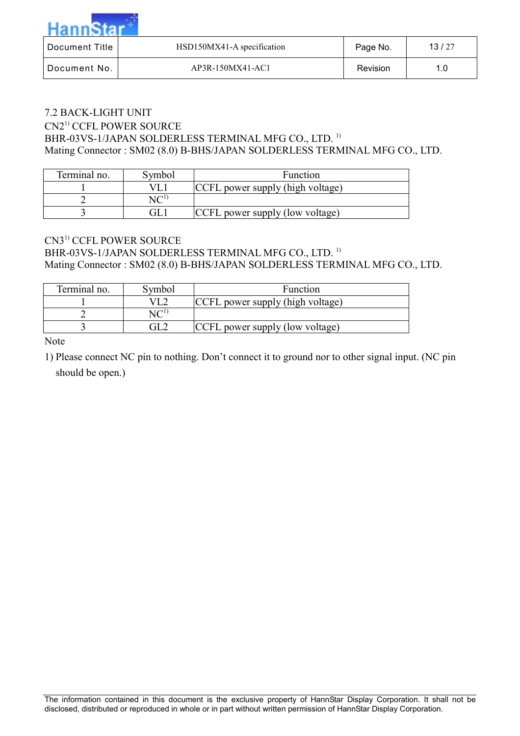7.2 BACK-LIGHT UNIT

CN2[1)] CCFL POWER SOURCE

BHR-03VS-1/JAPAN SOLDERLESS TERMINAL MFG CO., LTD. [1)]

Mating Connector : SM02 (8.0) B-BHS/JAPAN SOLDERLESS TERMINAL MFG CO., LTD.

| Terminal no. | Symbol | Function |
|---|---|---|
| 1 | VL1 | CCFL power supply (high voltage) |
| 2 | NC[1)] | |
| 3 | GL1 | CCFL power supply (low voltage) |

CN3[1)] CCFL POWER SOURCE

BHR-03VS-1/JAPAN SOLDERLESS TERMINAL MFG CO., LTD. [1)]

Mating Connector : SM02 (8.0) B-BHS/JAPAN SOLDERLESS TERMINAL MFG CO., LTD.

| Terminal no. | Symbol | Function |
|---|---|---|
| 1 | VL2 | CCFL power supply (high voltage) |
| 2 | NC[1)] | |
| 3 | GL2 | CCFL power supply (low voltage) |

Note

1) Please connect NC pin to nothing. Don't connect it to ground nor to other signal input. (NC pin should be open.)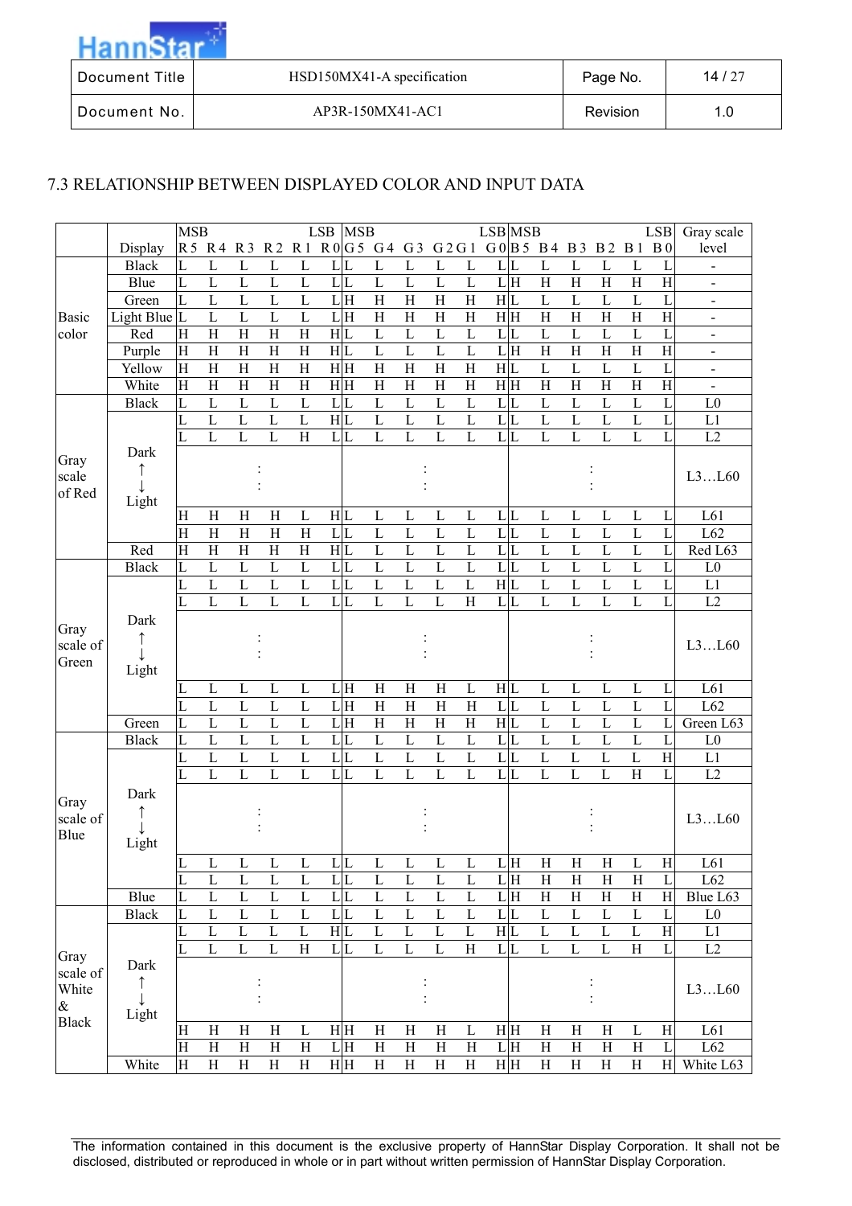## 7.3 RELATIONSHIP BETWEEN DISPLAYED COLOR AND INPUT DATA

| | Display | MSB R5 | R4 | R3 | R2 | R1 | LSB R0 | MSB G5 | G4 | G3 | G2 | G1 | LSB G0 | MSB B5 | B4 | B3 | B2 | B1 | LSB B0 | Gray scale level |
|---|---|---|---|---|---|---|---|---|---|---|---|---|---|---|---|---|---|---|---|---|
| Basic color | Black | L | L | L | L | L | L | L | L | L | L | L | L | L | L | L | L | L | L | - |
| | Blue | L | L | L | L | L | L | L | L | L | L | L | L | H | H | H | H | H | H | - |
| | Green | L | L | L | L | L | L | H | H | H | H | H | H | L | L | L | L | L | L | - |
| | Light Blue | L | L | L | L | L | L | H | H | H | H | H | H | H | H | H | H | H | H | - |
| | Red | H | H | H | H | H | H | L | L | L | L | L | L | L | L | L | L | L | L | - |
| | Purple | H | H | H | H | H | H | L | L | L | L | L | L | H | H | H | H | H | H | - |
| | Yellow | H | H | H | H | H | H | H | H | H | H | H | H | L | L | L | L | L | L | - |
| | White | H | H | H | H | H | H | H | H | H | H | H | H | H | H | H | H | H | H | - |
| Gray scale of Red | Black | L | L | L | L | L | L | L | L | L | L | L | L | L | L | L | L | L | L | L0 |
| | Dark ↑ ↓ Light | L | L | L | L | L | H | L | L | L | L | L | L | L | L | L | L | L | L | L1 |
| | | L | L | L | L | H | L | L | L | L | L | L | L | L | L | L | L | L | L | L2 |
| | | | | : | | | | | | : | | | | | | : | | | | L3…L60 |
| | | H | H | H | H | L | H | L | L | L | L | L | L | L | L | L | L | L | L | L61 |
| | | H | H | H | H | H | L | L | L | L | L | L | L | L | L | L | L | L | L | L62 |
| | Red | H | H | H | H | H | H | L | L | L | L | L | L | L | L | L | L | L | L | Red L63 |
| Gray scale of Green | Black | L | L | L | L | L | L | L | L | L | L | L | L | L | L | L | L | L | L | L0 |
| | Dark ↑ ↓ Light | L | L | L | L | L | L | L | L | L | L | L | H | L | L | L | L | L | L | L1 |
| | | L | L | L | L | L | L | L | L | L | L | H | L | L | L | L | L | L | L | L2 |
| | | | | : | | | | | | : | | | | | | : | | | | L3…L60 |
| | | L | L | L | L | L | L | H | H | H | H | L | H | L | L | L | L | L | L | L61 |
| | | L | L | L | L | L | L | H | H | H | H | H | L | L | L | L | L | L | L | L62 |
| | Green | L | L | L | L | L | L | H | H | H | H | H | H | L | L | L | L | L | L | Green L63 |
| Gray scale of Blue | Black | L | L | L | L | L | L | L | L | L | L | L | L | L | L | L | L | L | L | L0 |
| | Dark ↑ ↓ Light | L | L | L | L | L | L | L | L | L | L | L | L | L | L | L | L | L | H | L1 |
| | | L | L | L | L | L | L | L | L | L | L | L | L | L | L | L | L | H | L | L2 |
| | | | | : | | | | | | : | | | | | | : | | | | L3…L60 |
| | | L | L | L | L | L | L | L | L | L | L | L | L | H | H | H | H | L | H | L61 |
| | | L | L | L | L | L | L | L | L | L | L | L | L | H | H | H | H | H | L | L62 |
| | Blue | L | L | L | L | L | L | L | L | L | L | L | L | H | H | H | H | H | H | Blue L63 |
| Gray scale of White & Black | Black | L | L | L | L | L | L | L | L | L | L | L | L | L | L | L | L | L | L | L0 |
| | Dark ↑ ↓ Light | L | L | L | L | L | H | L | L | L | L | L | H | L | L | L | L | L | H | L1 |
| | | L | L | L | L | H | L | L | L | L | L | H | L | L | L | L | L | H | L | L2 |
| | | | | : | | | | | | : | | | | | | : | | | | L3…L60 |
| | | H | H | H | H | L | H | H | H | H | H | L | H | H | H | H | H | L | H | L61 |
| | | H | H | H | H | H | L | H | H | H | H | H | L | H | H | H | H | H | L | L62 |
| | White | H | H | H | H | H | H | H | H | H | H | H | H | H | H | H | H | H | H | White L63 |

The information contained in this document is the exclusive property of HannStar Display Corporation. It shall not be disclosed, distributed or reproduced in whole or in part without written permission of HannStar Display Corporation.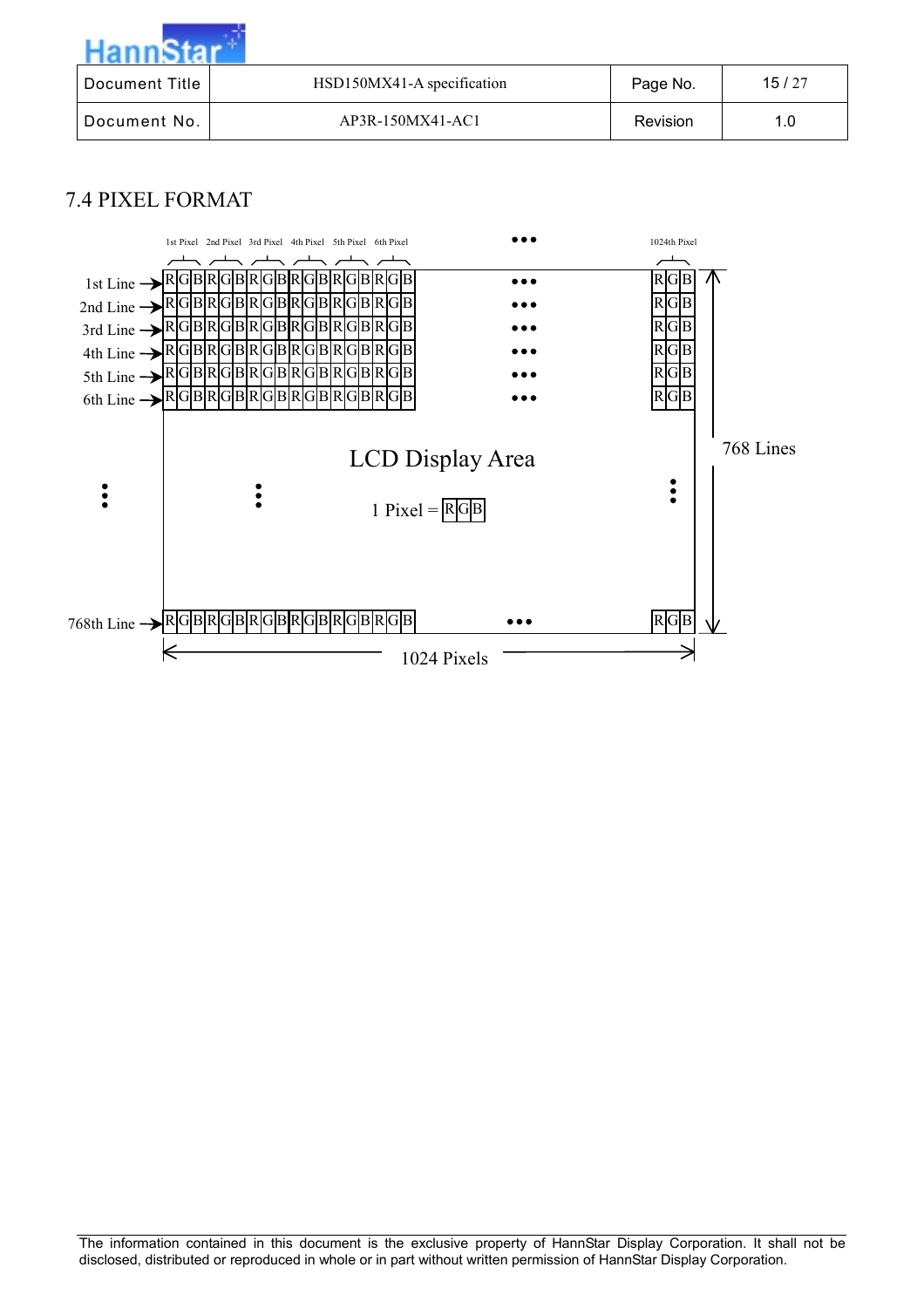## 7.4 PIXEL FORMAT

1st Pixel 2nd Pixel 3rd Pixel 4th Pixel 5th Pixel 6th Pixel ••• 1024th Pixel

1st Line → RGBRGBRGBRGBRGBRGB ••• RGB

2nd Line → RGBRGBRGBRGBRGBRGB ••• RGB

3rd Line → RGBRGBRGBRGBRGBRGB ••• RGB

4th Line → RGBRGBRGBRGBRGBRGB ••• RGB

5th Line → RGBRGBRGBRGBRGBRGB ••• RGB

6th Line → RGBRGBRGBRGBRGBRGB ••• RGB

LCD Display Area

1 Pixel = RGB

768 Lines

768th Line → RGBRGBRGBRGBRGBRGB ••• RGB

1024 Pixels

The information contained in this document is the exclusive property of HannStar Display Corporation. It shall not be disclosed, distributed or reproduced in whole or in part without written permission of HannStar Display Corporation.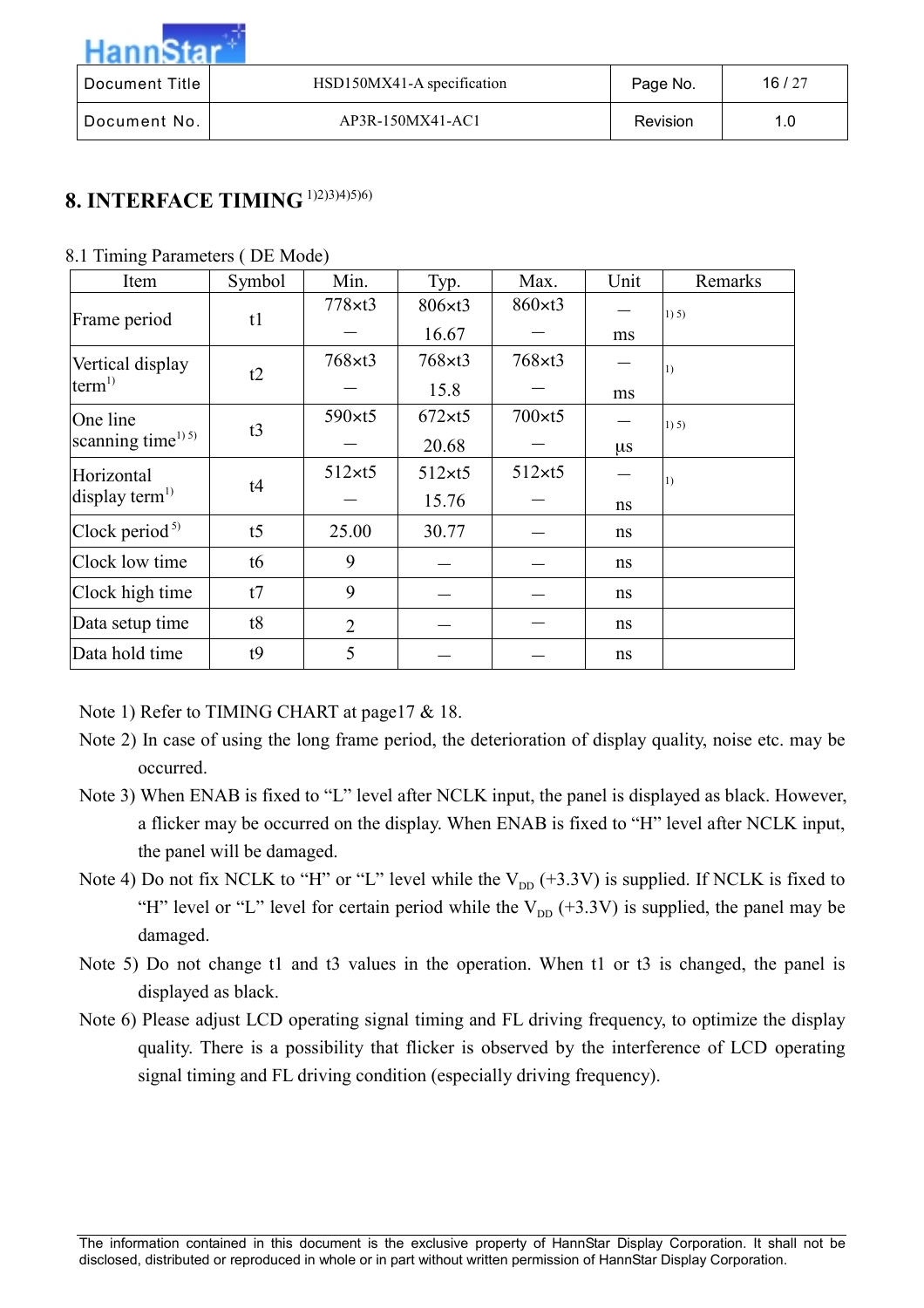# 8. INTERFACE TIMING [1)2)3)4)5)6)]

8.1 Timing Parameters ( DE Mode)

| Item | Symbol | Min. | Typ. | Max. | Unit | Remarks |
|---|---|---|---|---|---|---|
| Frame period | t1 | 778×t3<br>— | 806×t3<br>16.67 | 860×t3<br>— | —<br>ms | 1) 5) |
| Vertical display term[1)] | t2 | 768×t3<br>— | 768×t3<br>15.8 | 768×t3<br>— | —<br>ms | 1) |
| One line scanning time[1) 5)] | t3 | 590×t5<br>— | 672×t5<br>20.68 | 700×t5<br>— | —<br>μs | 1) 5) |
| Horizontal display term[1)] | t4 | 512×t5<br>— | 512×t5<br>15.76 | 512×t5<br>— | —<br>ns | 1) |
| Clock period [5)] | t5 | 25.00 | 30.77 | — | ns | |
| Clock low time | t6 | 9 | — | — | ns | |
| Clock high time | t7 | 9 | — | — | ns | |
| Data setup time | t8 | 2 | — | — | ns | |
| Data hold time | t9 | 5 | — | — | ns | |

Note 1) Refer to TIMING CHART at page17 & 18.

Note 2) In case of using the long frame period, the deterioration of display quality, noise etc. may be occurred.

Note 3) When ENAB is fixed to "L" level after NCLK input, the panel is displayed as black. However, a flicker may be occurred on the display. When ENAB is fixed to "H" level after NCLK input, the panel will be damaged.

Note 4) Do not fix NCLK to "H" or "L" level while the $V_{DD}$ (+3.3V) is supplied. If NCLK is fixed to "H" level or "L" level for certain period while the $V_{DD}$ (+3.3V) is supplied, the panel may be damaged.

Note 5) Do not change t1 and t3 values in the operation. When t1 or t3 is changed, the panel is displayed as black.

Note 6) Please adjust LCD operating signal timing and FL driving frequency, to optimize the display quality. There is a possibility that flicker is observed by the interference of LCD operating signal timing and FL driving condition (especially driving frequency).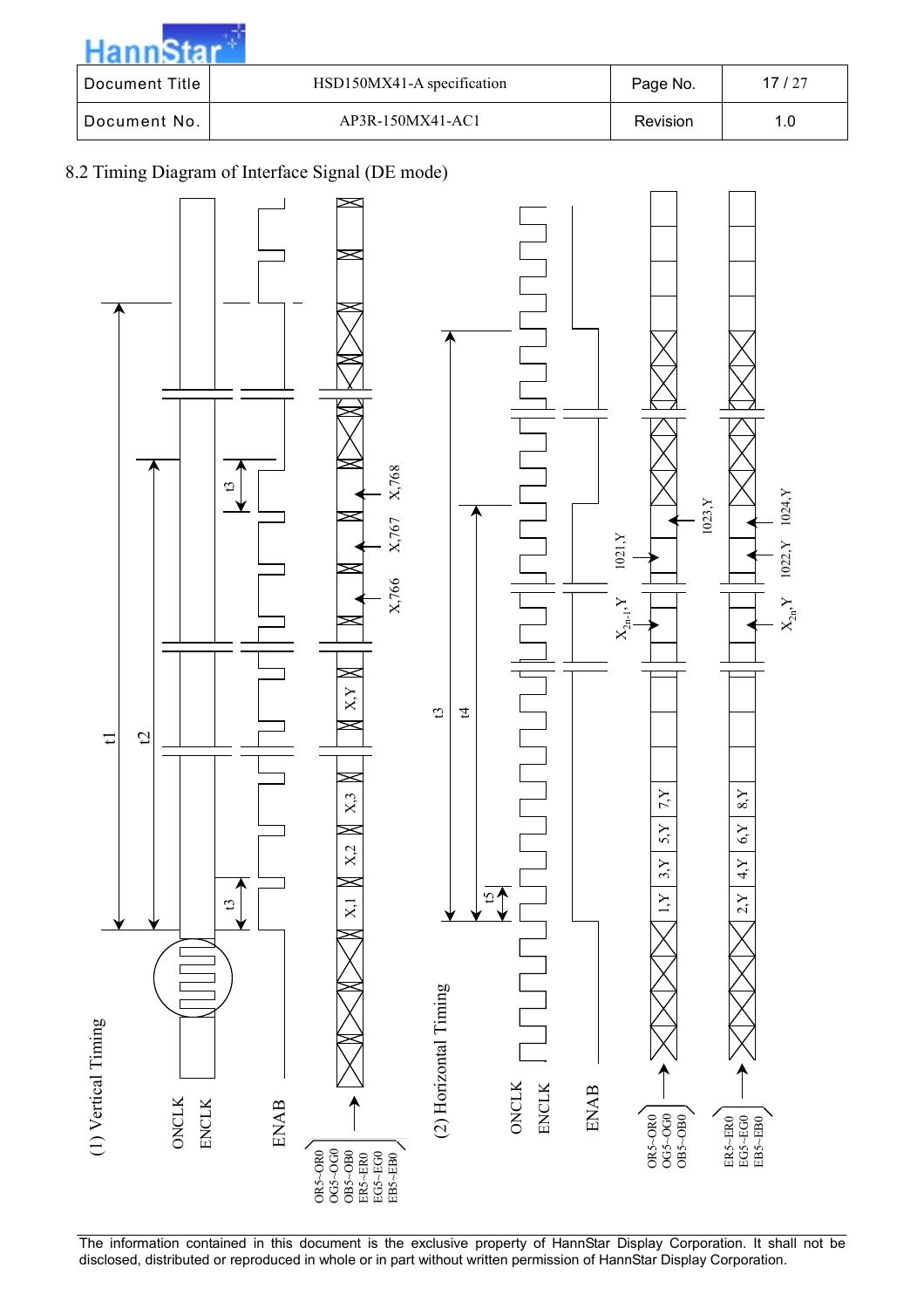## 8.2 Timing Diagram of Interface Signal (DE mode)

(1) Vertical Timing

ONCLK

ENCLK

ENAB

OR5~OR0
OG5~OG0
OB5~OB0
ER5~ER0
EG5~EG0
EB5~EB0

t1

t2

t3

t3

X,1 X,2 X,3 X,Y

X,766 X,767 X,768

(2) Horizontal Timing

ONCLK

ENCLK

ENAB

t3

t4

t5

OR5~OR0
OG5~OG0
OB5~OB0

1,Y 3,Y 5,Y 7,Y

$X_{2n-1}$,Y

1021,Y

1023,Y

ER5~ER0
EG5~EG0
EB5~EB0

2,Y 4,Y 6,Y 8,Y

$X_{2n}$,Y

1022,Y

1024,Y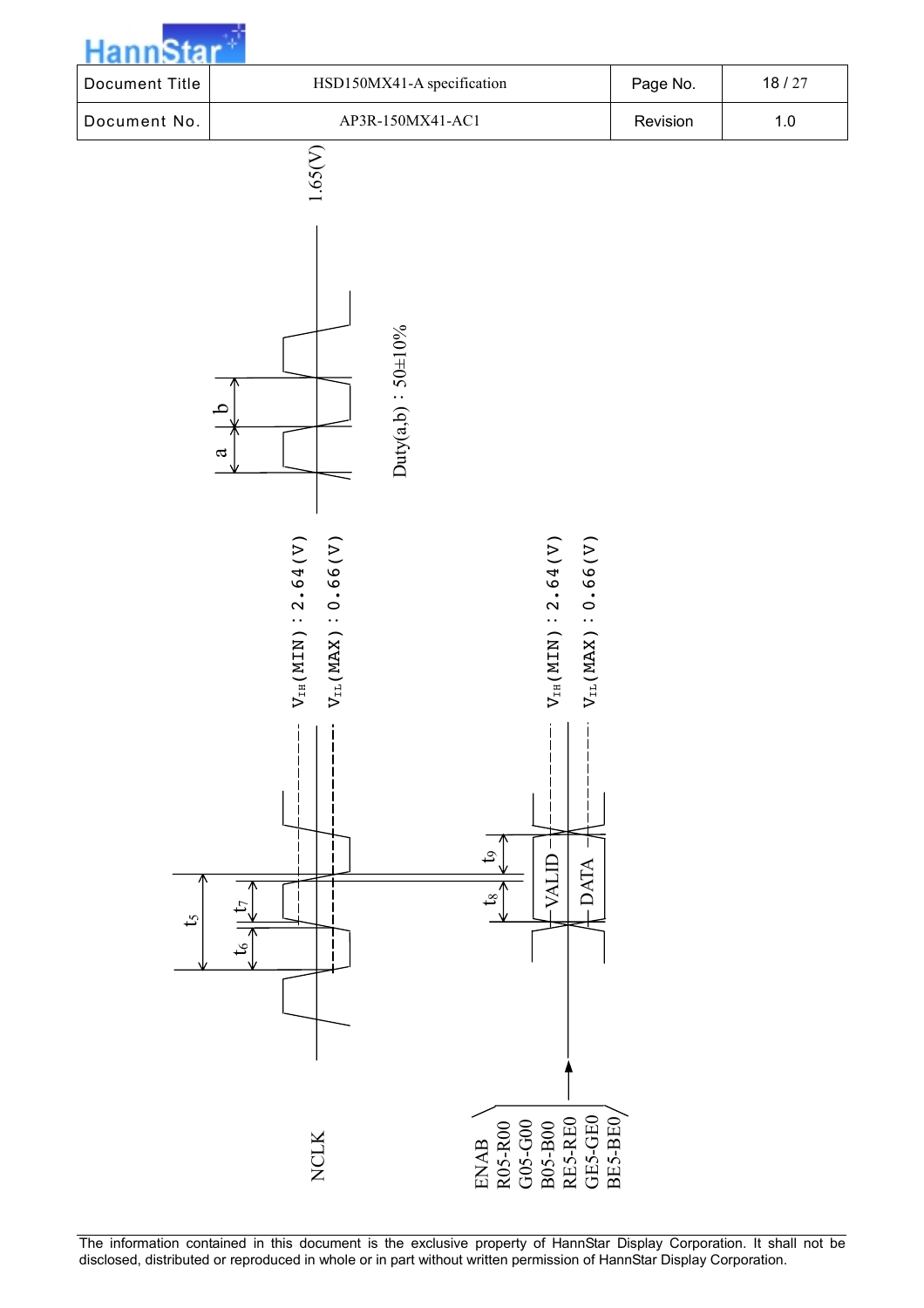1.65(V)

a | b

Duty(a,b) : 50±10%

$V_{IH}$(MIN) : 2.64(V)

$V_{IL}$(MAX) : 0.66(V)

$t_5$

$t_6$

$t_7$

$t_8$

$t_9$

NCLK

VALID DATA

$V_{IH}$(MIN) : 2.64(V)

$V_{IL}$(MAX) : 0.66(V)

ENAB
R05-R00
G05-G00
B05-B00
RE5-RE0
GE5-GE0
BE5-BE0

The information contained in this document is the exclusive property of HannStar Display Corporation. It shall not be disclosed, distributed or reproduced in whole or in part without written permission of HannStar Display Corporation.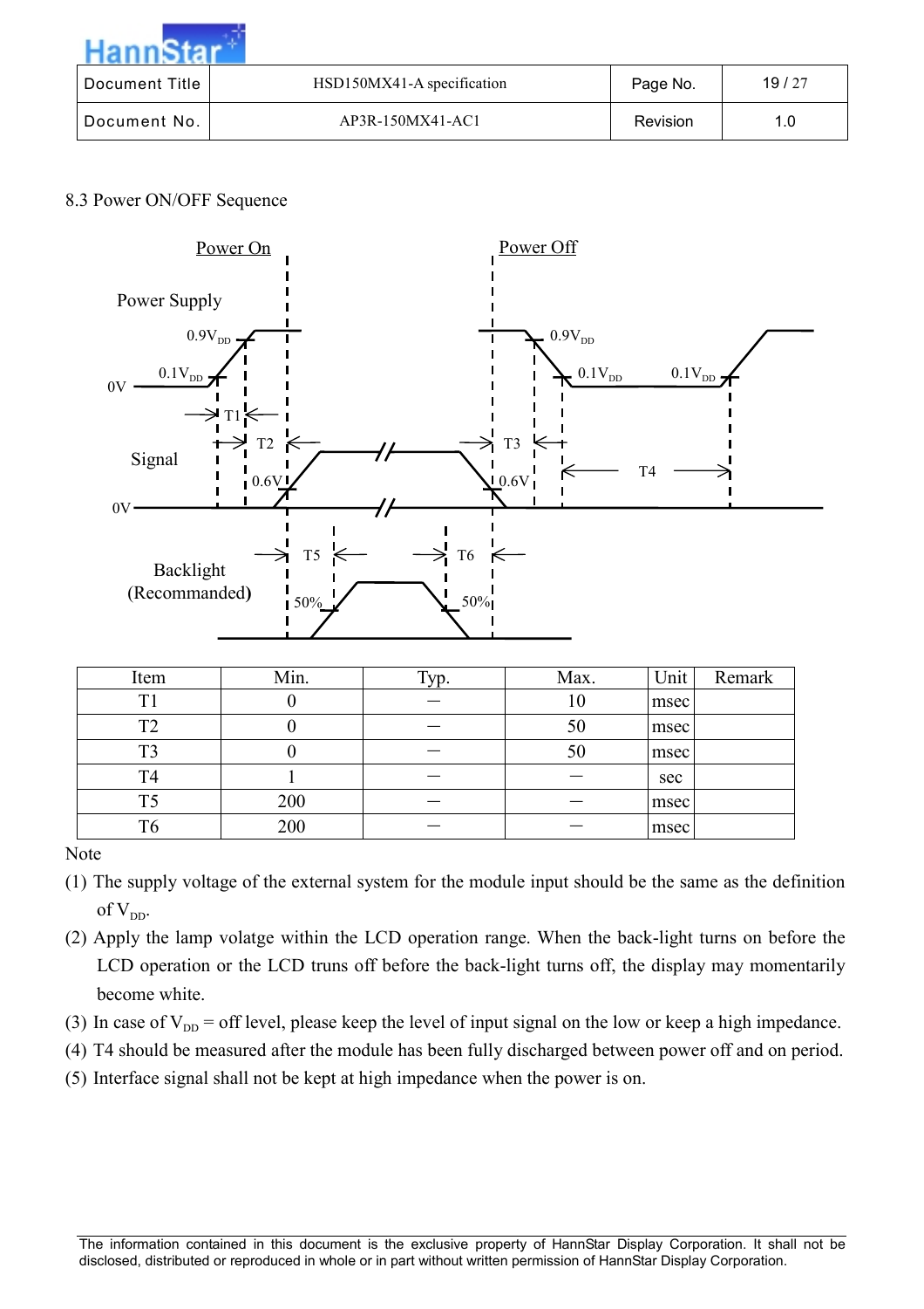8.3 Power ON/OFF Sequence

| Item | Min. | Typ. | Max. | Unit | Remark |
|---|---|---|---|---|---|
| T1 | 0 | － | 10 | msec | |
| T2 | 0 | － | 50 | msec | |
| T3 | 0 | － | 50 | msec | |
| T4 | 1 | － | － | sec | |
| T5 | 200 | － | － | msec | |
| T6 | 200 | － | － | msec | |

Note

(1) The supply voltage of the external system for the module input should be the same as the definition of $V_{DD}$.

(2) Apply the lamp volatge within the LCD operation range. When the back-light turns on before the LCD operation or the LCD truns off before the back-light turns off, the display may momentarily become white.

(3) In case of $V_{DD}$ = off level, please keep the level of input signal on the low or keep a high impedance.

(4) T4 should be measured after the module has been fully discharged between power off and on period.

(5) Interface signal shall not be kept at high impedance when the power is on.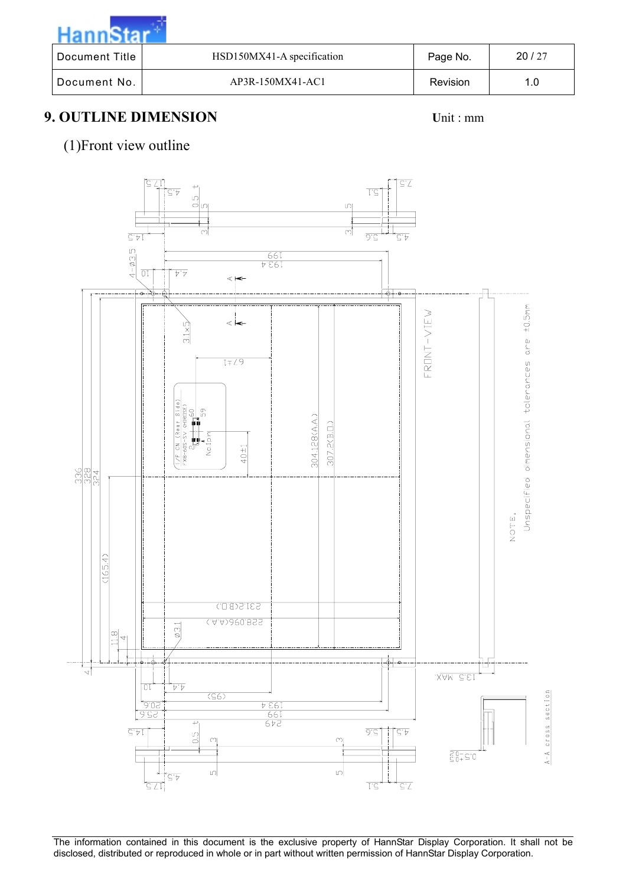## 9. OUTLINE DIMENSION

Unit : mm

(1)Front view outline

FRONT-VIEW

NOTE.
Unspecified dimensional tolerances are ±0.5mm

I/F CN (Rear Side)
FX8-60S-SV (HIROSE)

A-A cross section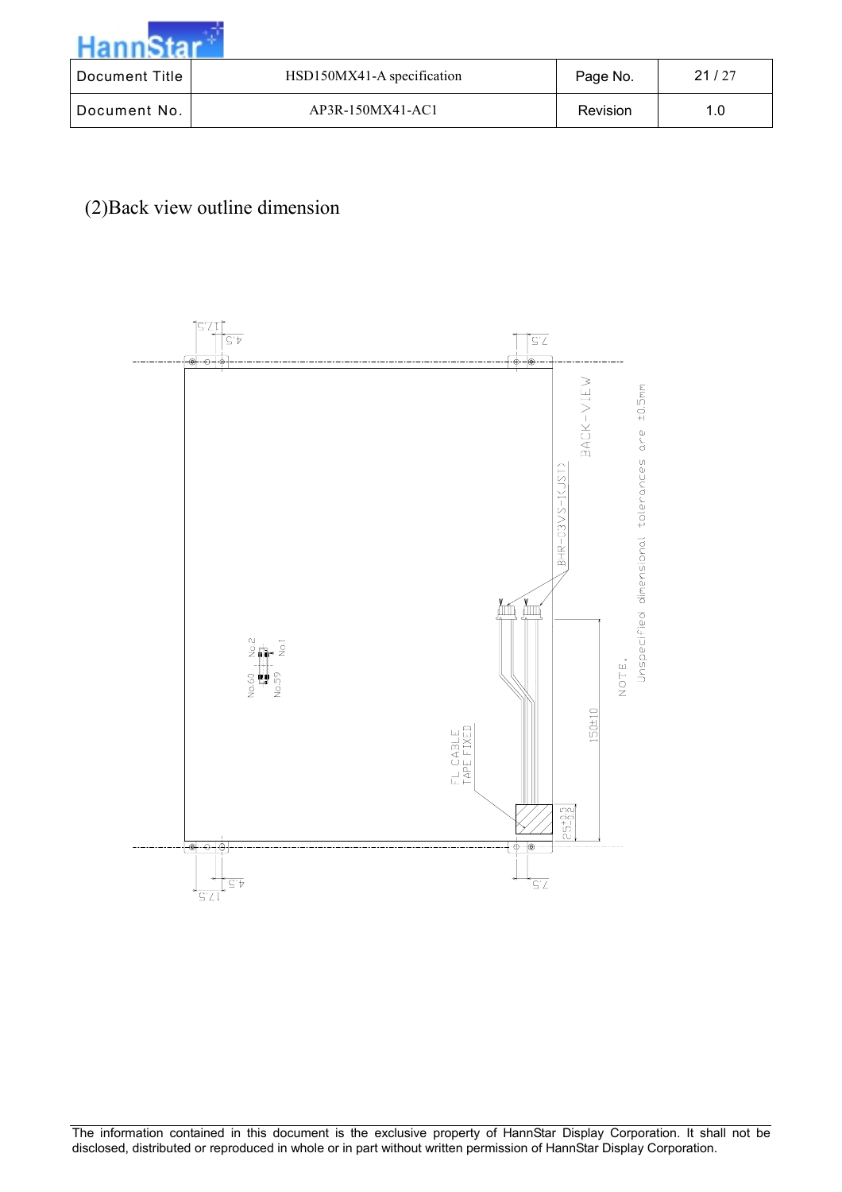(2)Back view outline dimension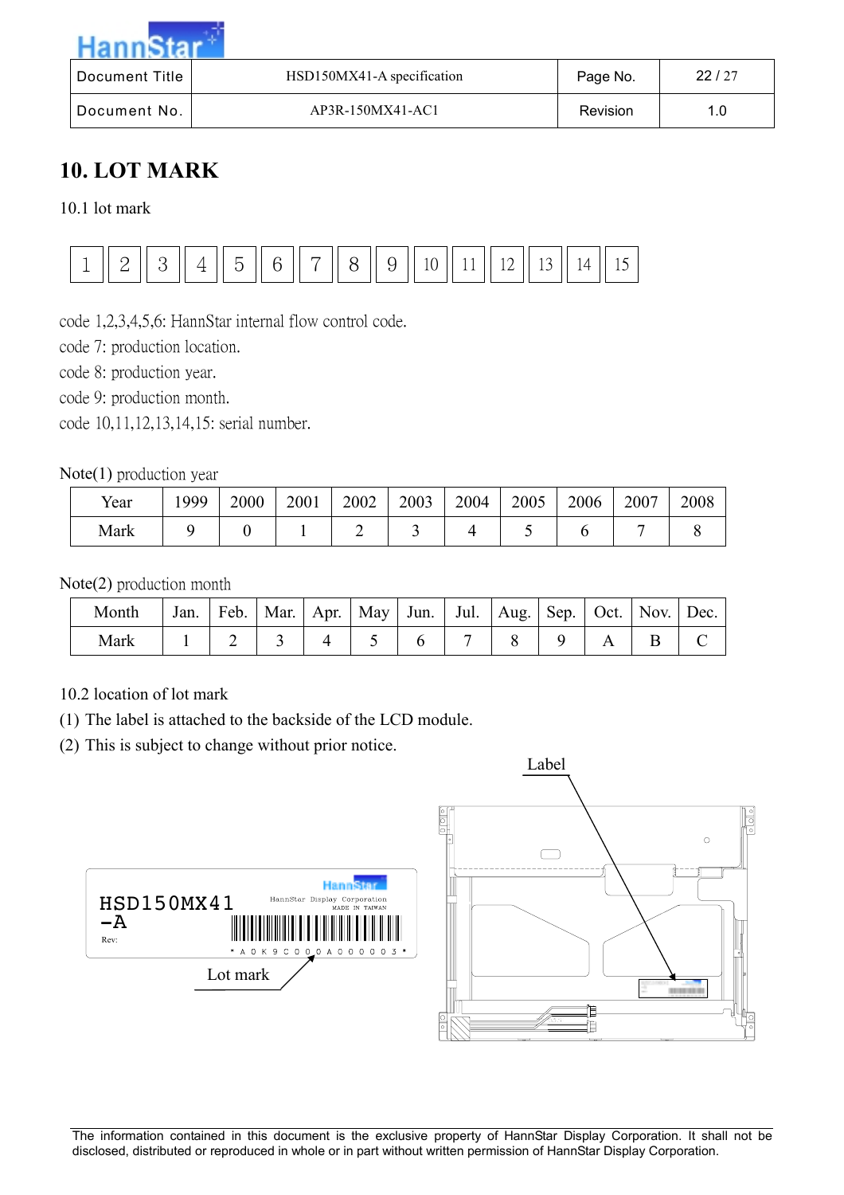# 10. LOT MARK

10.1 lot mark

| 1 | 2 | 3 | 4 | 5 | 6 | 7 | 8 | 9 | 10 | 11 | 12 | 13 | 14 | 15 |
|---|---|---|---|---|---|---|---|---|---|---|---|---|---|---|

code 1,2,3,4,5,6: HannStar internal flow control code.
code 7: production location.
code 8: production year.
code 9: production month.
code 10,11,12,13,14,15: serial number.

Note(1) production year

| Year | 1999 | 2000 | 2001 | 2002 | 2003 | 2004 | 2005 | 2006 | 2007 | 2008 |
|---|---|---|---|---|---|---|---|---|---|---|
| Mark | 9 | 0 | 1 | 2 | 3 | 4 | 5 | 6 | 7 | 8 |

Note(2) production month

| Month | Jan. | Feb. | Mar. | Apr. | May | Jun. | Jul. | Aug. | Sep. | Oct. | Nov. | Dec. |
|---|---|---|---|---|---|---|---|---|---|---|---|---|
| Mark | 1 | 2 | 3 | 4 | 5 | 6 | 7 | 8 | 9 | A | B | C |

10.2 location of lot mark

(1) The label is attached to the backside of the LCD module.

(2) This is subject to change without prior notice.

Label

HSD150MX41 -A
Rev:
HannStar Display Corporation
MADE IN TAIWAN
* A 0 K 9 C 0 0 0 A 0 0 0 0 0 3 *

Lot mark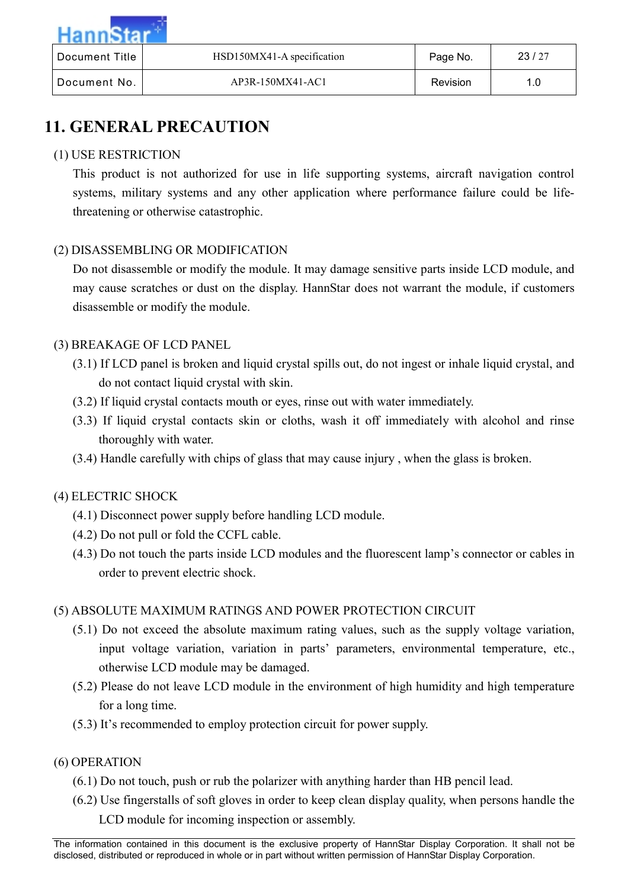# 11. GENERAL PRECAUTION

(1) USE RESTRICTION

This product is not authorized for use in life supporting systems, aircraft navigation control systems, military systems and any other application where performance failure could be life-threatening or otherwise catastrophic.

(2) DISASSEMBLING OR MODIFICATION

Do not disassemble or modify the module. It may damage sensitive parts inside LCD module, and may cause scratches or dust on the display. HannStar does not warrant the module, if customers disassemble or modify the module.

(3) BREAKAGE OF LCD PANEL

(3.1) If LCD panel is broken and liquid crystal spills out, do not ingest or inhale liquid crystal, and do not contact liquid crystal with skin.

(3.2) If liquid crystal contacts mouth or eyes, rinse out with water immediately.

(3.3) If liquid crystal contacts skin or cloths, wash it off immediately with alcohol and rinse thoroughly with water.

(3.4) Handle carefully with chips of glass that may cause injury , when the glass is broken.

(4) ELECTRIC SHOCK

(4.1) Disconnect power supply before handling LCD module.

(4.2) Do not pull or fold the CCFL cable.

(4.3) Do not touch the parts inside LCD modules and the fluorescent lamp's connector or cables in order to prevent electric shock.

(5) ABSOLUTE MAXIMUM RATINGS AND POWER PROTECTION CIRCUIT

(5.1) Do not exceed the absolute maximum rating values, such as the supply voltage variation, input voltage variation, variation in parts' parameters, environmental temperature, etc., otherwise LCD module may be damaged.

(5.2) Please do not leave LCD module in the environment of high humidity and high temperature for a long time.

(5.3) It's recommended to employ protection circuit for power supply.

(6) OPERATION

(6.1) Do not touch, push or rub the polarizer with anything harder than HB pencil lead.

(6.2) Use fingerstalls of soft gloves in order to keep clean display quality, when persons handle the LCD module for incoming inspection or assembly.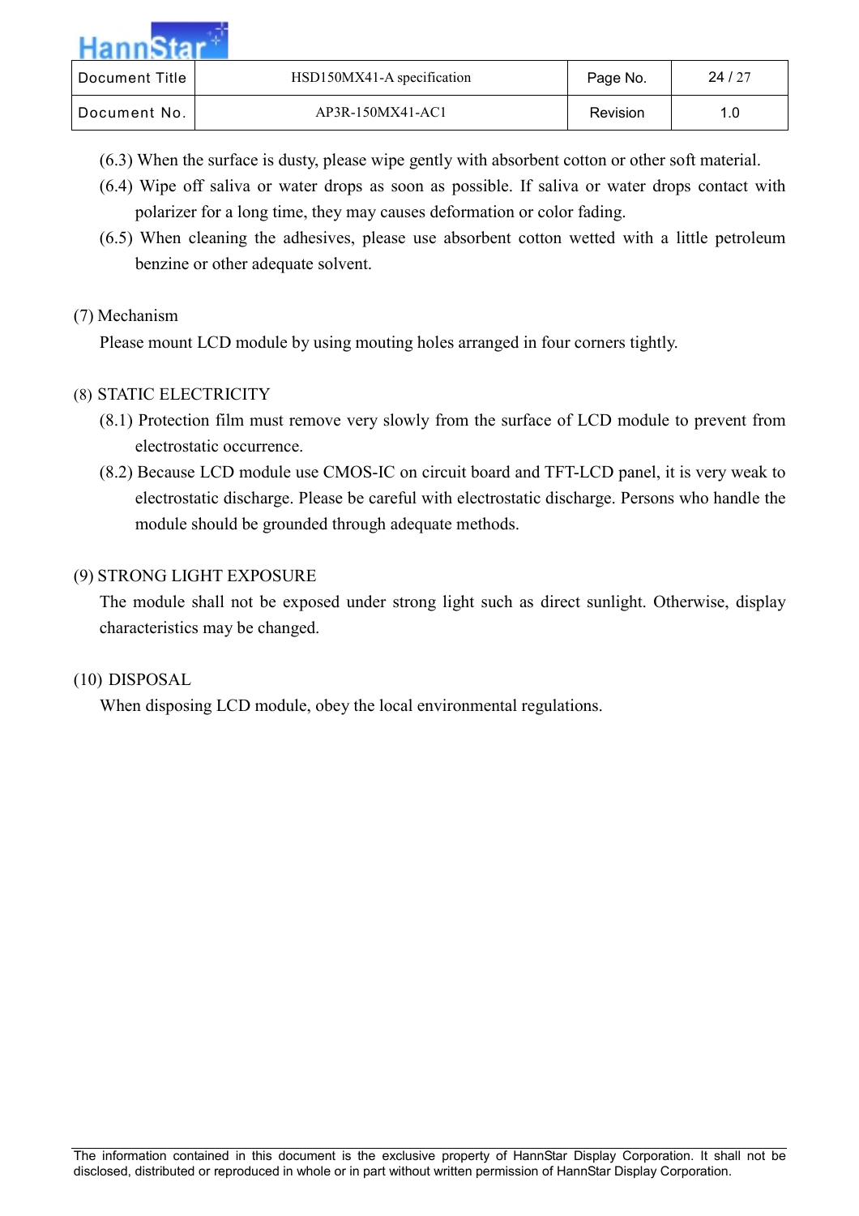(6.3) When the surface is dusty, please wipe gently with absorbent cotton or other soft material.

(6.4) Wipe off saliva or water drops as soon as possible. If saliva or water drops contact with polarizer for a long time, they may causes deformation or color fading.

(6.5) When cleaning the adhesives, please use absorbent cotton wetted with a little petroleum benzine or other adequate solvent.

(7) Mechanism

Please mount LCD module by using mouting holes arranged in four corners tightly.

(8) STATIC ELECTRICITY

(8.1) Protection film must remove very slowly from the surface of LCD module to prevent from electrostatic occurrence.

(8.2) Because LCD module use CMOS-IC on circuit board and TFT-LCD panel, it is very weak to electrostatic discharge. Please be careful with electrostatic discharge. Persons who handle the module should be grounded through adequate methods.

(9) STRONG LIGHT EXPOSURE

The module shall not be exposed under strong light such as direct sunlight. Otherwise, display characteristics may be changed.

(10) DISPOSAL

When disposing LCD module, obey the local environmental regulations.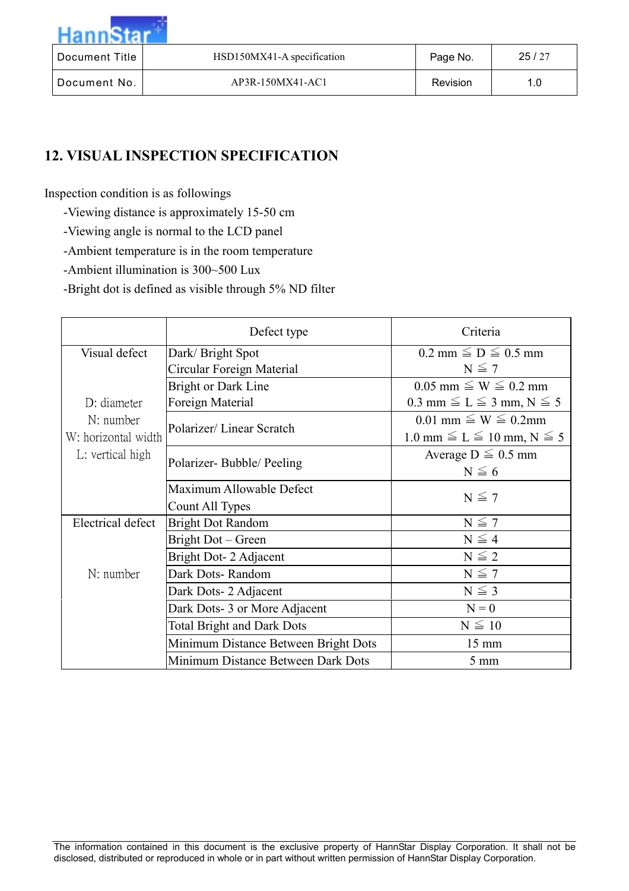## 12. VISUAL INSPECTION SPECIFICATION

Inspection condition is as followings

- Viewing distance is approximately 15-50 cm
- Viewing angle is normal to the LCD panel
- Ambient temperature is in the room temperature
- Ambient illumination is 300~500 Lux
- Bright dot is defined as visible through 5% ND filter

| | Defect type | Criteria |
|---|---|---|
| Visual defect<br><br>D: diameter<br>N: number<br>W: horizontal width<br>L: vertical high | Dark/ Bright Spot<br>Circular Foreign Material | 0.2 mm ≦ D ≦ 0.5 mm<br>N ≦ 7 |
| | Bright or Dark Line<br>Foreign Material | 0.05 mm ≦ W ≦ 0.2 mm<br>0.3 mm ≦ L ≦ 3 mm, N ≦ 5 |
| | Polarizer/ Linear Scratch | 0.01 mm ≦ W ≦ 0.2mm<br>1.0 mm ≦ L ≦ 10 mm, N ≦ 5 |
| | Polarizer- Bubble/ Peeling | Average D ≦ 0.5 mm<br>N ≦ 6 |
| | Maximum Allowable Defect<br>Count All Types | N ≦ 7 |
| Electrical defect<br><br>N: number | Bright Dot Random | N ≦ 7 |
| | Bright Dot – Green | N ≦ 4 |
| | Bright Dot- 2 Adjacent | N ≦ 2 |
| | Dark Dots- Random | N ≦ 7 |
| | Dark Dots- 2 Adjacent | N ≦ 3 |
| | Dark Dots- 3 or More Adjacent | N = 0 |
| | Total Bright and Dark Dots | N ≦ 10 |
| | Minimum Distance Between Bright Dots | 15 mm |
| | Minimum Distance Between Dark Dots | 5 mm |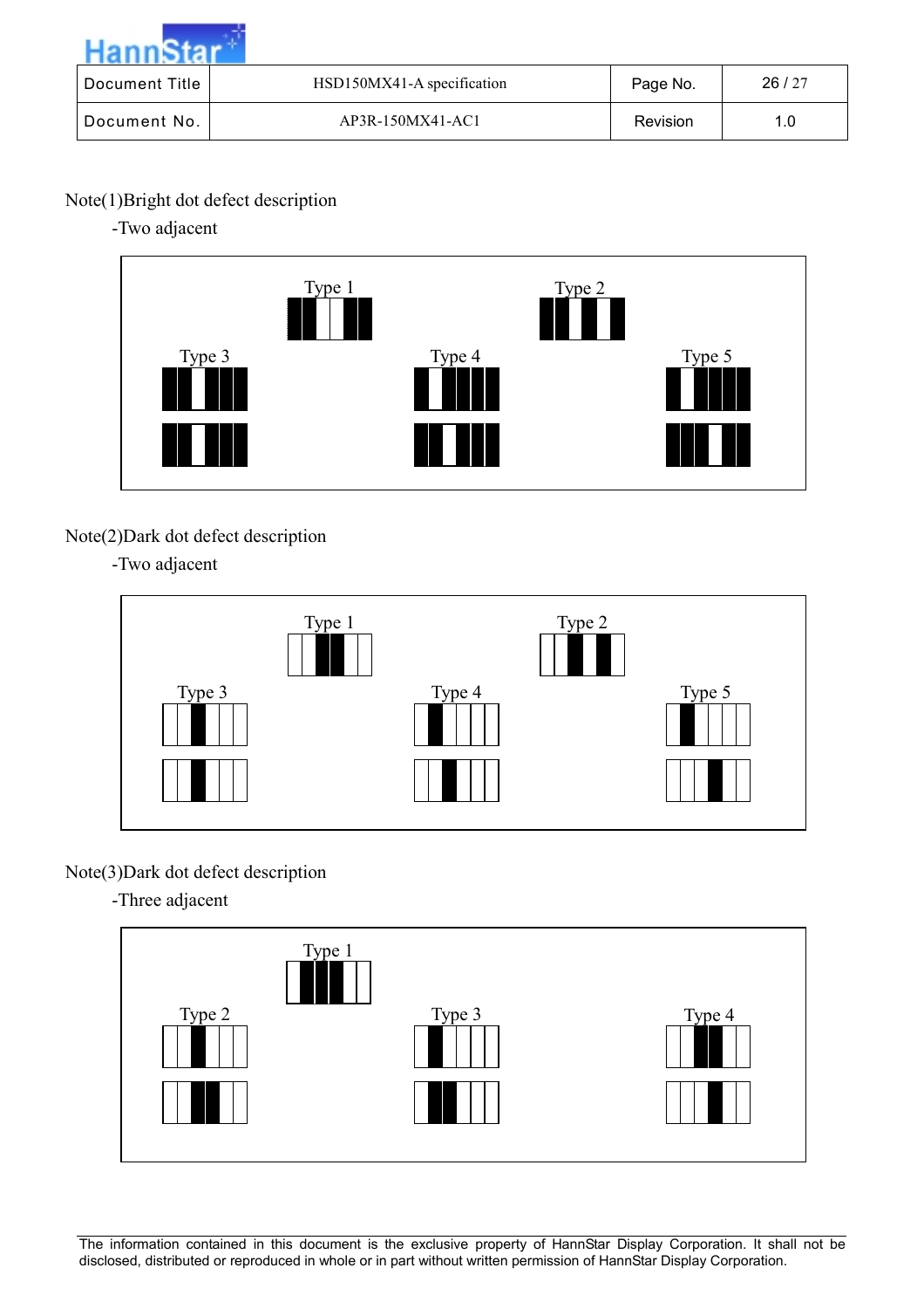Note(1)Bright dot defect description

-Two adjacent

Type 1 Type 2

Type 3 Type 4 Type 5

Note(2)Dark dot defect description

-Two adjacent

Type 1 Type 2

Type 3 Type 4 Type 5

Note(3)Dark dot defect description

-Three adjacent

Type 1

Type 2 Type 3 Type 4

The information contained in this document is the exclusive property of HannStar Display Corporation. It shall not be disclosed, distributed or reproduced in whole or in part without written permission of HannStar Display Corporation.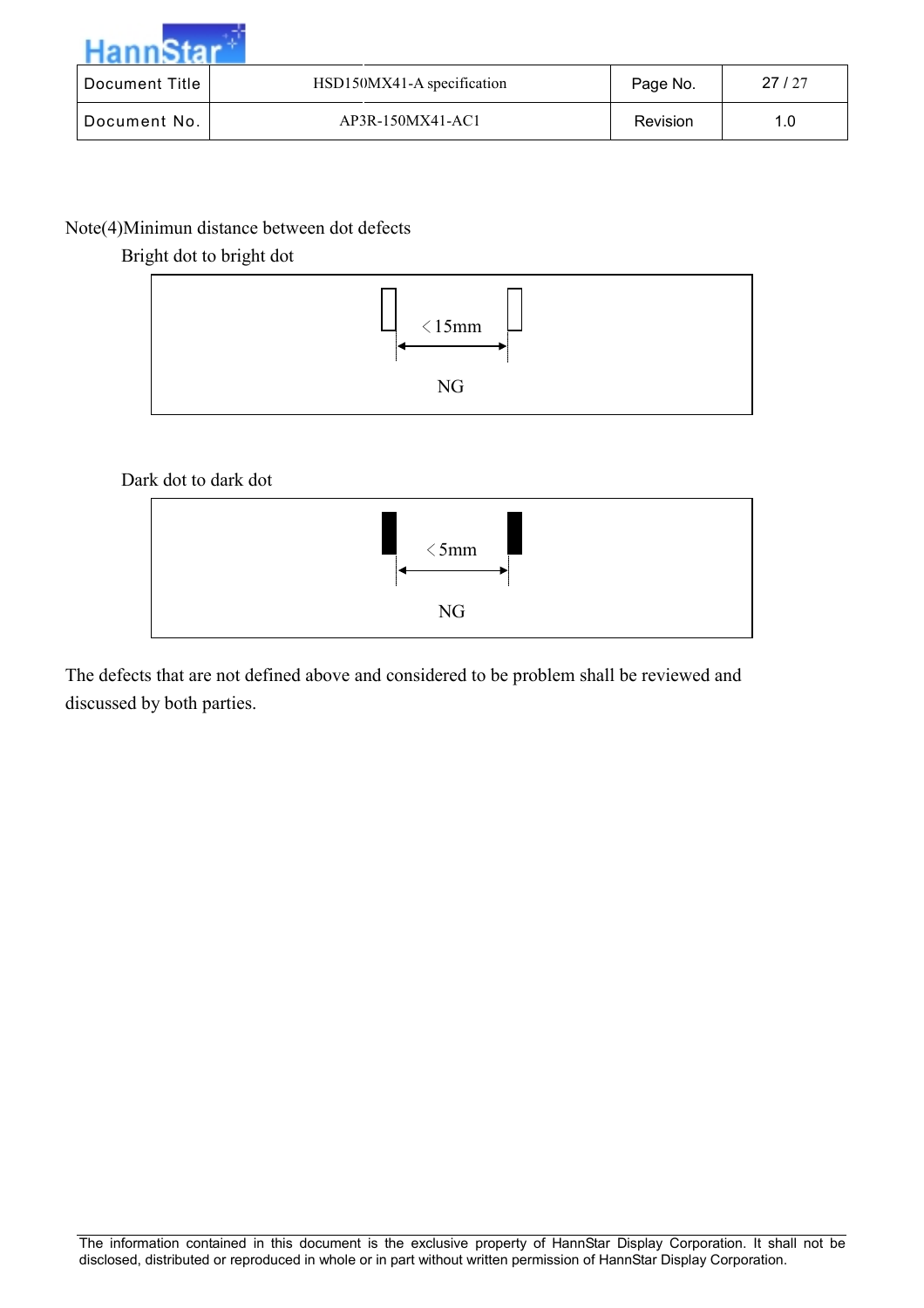Note(4)Minimun distance between dot defects

Bright dot to bright dot

＜15mm

NG

Dark dot to dark dot

＜5mm

NG

The defects that are not defined above and considered to be problem shall be reviewed and discussed by both parties.